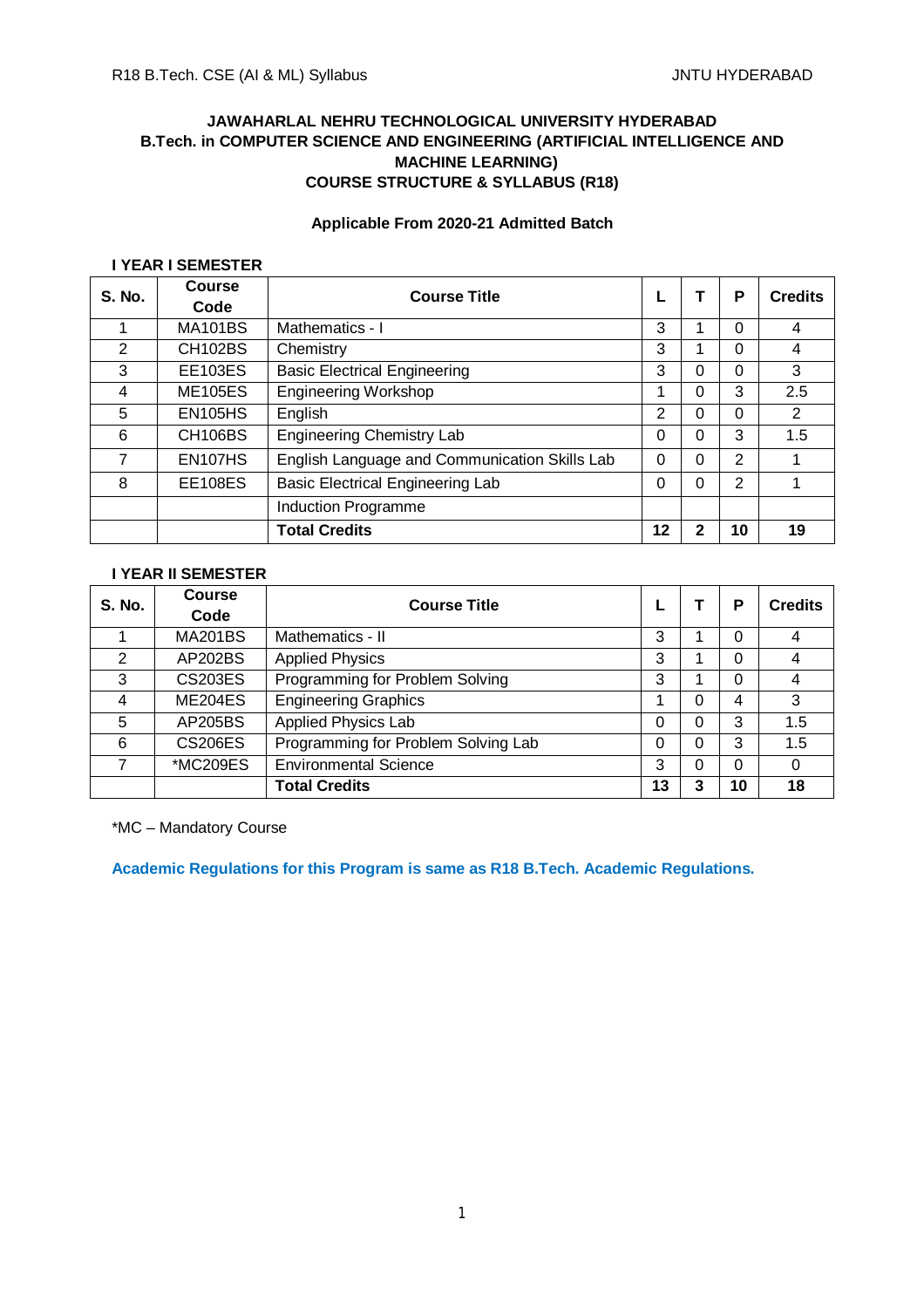**JAWAHARLAL NEHRU TECHNOLOGICAL UNIVERSITY HYDERABAD**
**B.Tech. in COMPUTER SCIENCE AND ENGINEERING (ARTIFICIAL INTELLIGENCE AND MACHINE LEARNING)**
**COURSE STRUCTURE & SYLLABUS (R18)**

**Applicable From 2020-21 Admitted Batch**

**I YEAR I SEMESTER**

| S. No. | Course Code | Course Title | L | T | P | Credits |
|---|---|---|---|---|---|---|
| 1 | MA101BS | Mathematics - I | 3 | 1 | 0 | 4 |
| 2 | CH102BS | Chemistry | 3 | 1 | 0 | 4 |
| 3 | EE103ES | Basic Electrical Engineering | 3 | 0 | 0 | 3 |
| 4 | ME105ES | Engineering Workshop | 1 | 0 | 3 | 2.5 |
| 5 | EN105HS | English | 2 | 0 | 0 | 2 |
| 6 | CH106BS | Engineering Chemistry Lab | 0 | 0 | 3 | 1.5 |
| 7 | EN107HS | English Language and Communication Skills Lab | 0 | 0 | 2 | 1 |
| 8 | EE108ES | Basic Electrical Engineering Lab | 0 | 0 | 2 | 1 |
| | | Induction Programme | | | | |
| | | **Total Credits** | **12** | **2** | **10** | **19** |

**I YEAR II SEMESTER**

| S. No. | Course Code | Course Title | L | T | P | Credits |
|---|---|---|---|---|---|---|
| 1 | MA201BS | Mathematics - II | 3 | 1 | 0 | 4 |
| 2 | AP202BS | Applied Physics | 3 | 1 | 0 | 4 |
| 3 | CS203ES | Programming for Problem Solving | 3 | 1 | 0 | 4 |
| 4 | ME204ES | Engineering Graphics | 1 | 0 | 4 | 3 |
| 5 | AP205BS | Applied Physics Lab | 0 | 0 | 3 | 1.5 |
| 6 | CS206ES | Programming for Problem Solving Lab | 0 | 0 | 3 | 1.5 |
| 7 | *MC209ES | Environmental Science | 3 | 0 | 0 | 0 |
| | | **Total Credits** | **13** | **3** | **10** | **18** |

*MC – Mandatory Course

**Academic Regulations for this Program is same as R18 B.Tech. Academic Regulations.**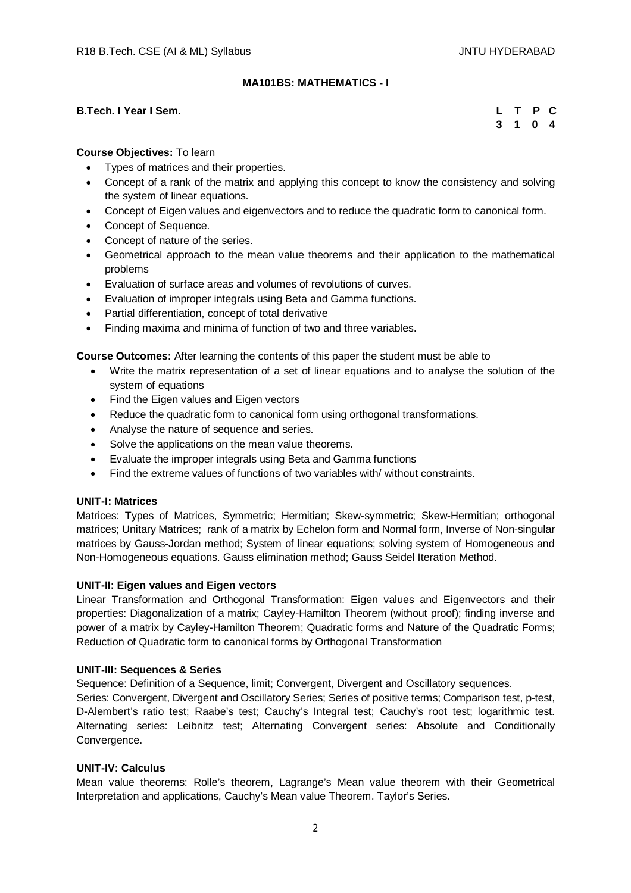## MA101BS: MATHEMATICS - I

**B.Tech. I Year I Sem.**

| L | T | P | C |
|---|---|---|---|
| 3 | 1 | 0 | 4 |

**Course Objectives:** To learn

- Types of matrices and their properties.
- Concept of a rank of the matrix and applying this concept to know the consistency and solving the system of linear equations.
- Concept of Eigen values and eigenvectors and to reduce the quadratic form to canonical form.
- Concept of Sequence.
- Concept of nature of the series.
- Geometrical approach to the mean value theorems and their application to the mathematical problems
- Evaluation of surface areas and volumes of revolutions of curves.
- Evaluation of improper integrals using Beta and Gamma functions.
- Partial differentiation, concept of total derivative
- Finding maxima and minima of function of two and three variables.

**Course Outcomes:** After learning the contents of this paper the student must be able to

- Write the matrix representation of a set of linear equations and to analyse the solution of the system of equations
- Find the Eigen values and Eigen vectors
- Reduce the quadratic form to canonical form using orthogonal transformations.
- Analyse the nature of sequence and series.
- Solve the applications on the mean value theorems.
- Evaluate the improper integrals using Beta and Gamma functions
- Find the extreme values of functions of two variables with/ without constraints.

**UNIT-I: Matrices**

Matrices: Types of Matrices, Symmetric; Hermitian; Skew-symmetric; Skew-Hermitian; orthogonal matrices; Unitary Matrices; rank of a matrix by Echelon form and Normal form, Inverse of Non-singular matrices by Gauss-Jordan method; System of linear equations; solving system of Homogeneous and Non-Homogeneous equations. Gauss elimination method; Gauss Seidel Iteration Method.

**UNIT-II: Eigen values and Eigen vectors**

Linear Transformation and Orthogonal Transformation: Eigen values and Eigenvectors and their properties: Diagonalization of a matrix; Cayley-Hamilton Theorem (without proof); finding inverse and power of a matrix by Cayley-Hamilton Theorem; Quadratic forms and Nature of the Quadratic Forms; Reduction of Quadratic form to canonical forms by Orthogonal Transformation

**UNIT-III: Sequences & Series**

Sequence: Definition of a Sequence, limit; Convergent, Divergent and Oscillatory sequences.

Series: Convergent, Divergent and Oscillatory Series; Series of positive terms; Comparison test, p-test, D-Alembert's ratio test; Raabe's test; Cauchy's Integral test; Cauchy's root test; logarithmic test. Alternating series: Leibnitz test; Alternating Convergent series: Absolute and Conditionally Convergence.

**UNIT-IV: Calculus**

Mean value theorems: Rolle's theorem, Lagrange's Mean value theorem with their Geometrical Interpretation and applications, Cauchy's Mean value Theorem. Taylor's Series.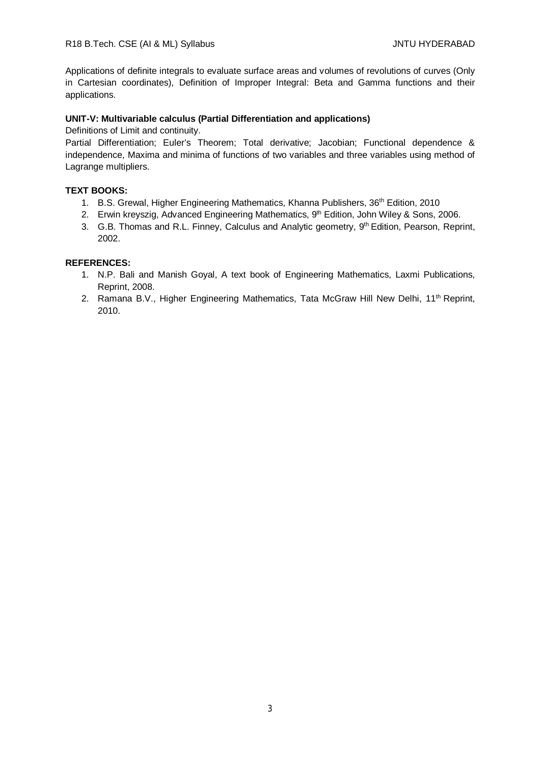Applications of definite integrals to evaluate surface areas and volumes of revolutions of curves (Only in Cartesian coordinates), Definition of Improper Integral: Beta and Gamma functions and their applications.

**UNIT-V: Multivariable calculus (Partial Differentiation and applications)**

Definitions of Limit and continuity.

Partial Differentiation; Euler's Theorem; Total derivative; Jacobian; Functional dependence & independence, Maxima and minima of functions of two variables and three variables using method of Lagrange multipliers.

**TEXT BOOKS:**

1. B.S. Grewal, Higher Engineering Mathematics, Khanna Publishers, 36th Edition, 2010
2. Erwin kreyszig, Advanced Engineering Mathematics, 9th Edition, John Wiley & Sons, 2006.
3. G.B. Thomas and R.L. Finney, Calculus and Analytic geometry, 9th Edition, Pearson, Reprint, 2002.

**REFERENCES:**

1. N.P. Bali and Manish Goyal, A text book of Engineering Mathematics, Laxmi Publications, Reprint, 2008.
2. Ramana B.V., Higher Engineering Mathematics, Tata McGraw Hill New Delhi, 11th Reprint, 2010.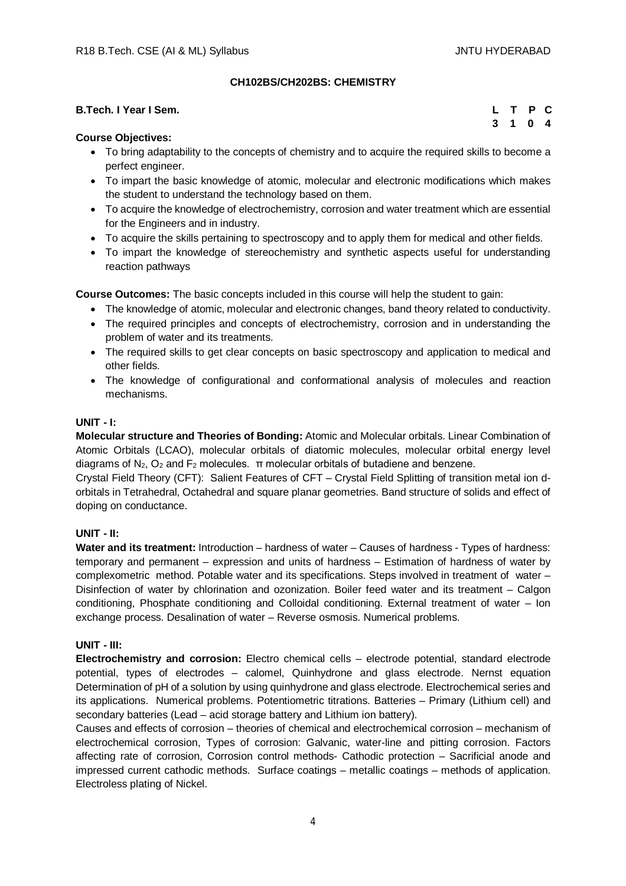## CH102BS/CH202BS: CHEMISTRY

**B.Tech. I Year I Sem.**

| L | T | P | C |
|---|---|---|---|
| 3 | 1 | 0 | 4 |

**Course Objectives:**

- To bring adaptability to the concepts of chemistry and to acquire the required skills to become a perfect engineer.
- To impart the basic knowledge of atomic, molecular and electronic modifications which makes the student to understand the technology based on them.
- To acquire the knowledge of electrochemistry, corrosion and water treatment which are essential for the Engineers and in industry.
- To acquire the skills pertaining to spectroscopy and to apply them for medical and other fields.
- To impart the knowledge of stereochemistry and synthetic aspects useful for understanding reaction pathways

**Course Outcomes:** The basic concepts included in this course will help the student to gain:

- The knowledge of atomic, molecular and electronic changes, band theory related to conductivity.
- The required principles and concepts of electrochemistry, corrosion and in understanding the problem of water and its treatments.
- The required skills to get clear concepts on basic spectroscopy and application to medical and other fields.
- The knowledge of configurational and conformational analysis of molecules and reaction mechanisms.

### UNIT - I:

**Molecular structure and Theories of Bonding:** Atomic and Molecular orbitals. Linear Combination of Atomic Orbitals (LCAO), molecular orbitals of diatomic molecules, molecular orbital energy level diagrams of $N_2$, $O_2$ and $F_2$ molecules. π molecular orbitals of butadiene and benzene.

Crystal Field Theory (CFT): Salient Features of CFT – Crystal Field Splitting of transition metal ion d-orbitals in Tetrahedral, Octahedral and square planar geometries. Band structure of solids and effect of doping on conductance.

### UNIT - II:

**Water and its treatment:** Introduction – hardness of water – Causes of hardness - Types of hardness: temporary and permanent – expression and units of hardness – Estimation of hardness of water by complexometric method. Potable water and its specifications. Steps involved in treatment of water – Disinfection of water by chlorination and ozonization. Boiler feed water and its treatment – Calgon conditioning, Phosphate conditioning and Colloidal conditioning. External treatment of water – Ion exchange process. Desalination of water – Reverse osmosis. Numerical problems.

### UNIT - III:

**Electrochemistry and corrosion:** Electro chemical cells – electrode potential, standard electrode potential, types of electrodes – calomel, Quinhydrone and glass electrode. Nernst equation Determination of pH of a solution by using quinhydrone and glass electrode. Electrochemical series and its applications. Numerical problems. Potentiometric titrations. Batteries – Primary (Lithium cell) and secondary batteries (Lead – acid storage battery and Lithium ion battery).

Causes and effects of corrosion – theories of chemical and electrochemical corrosion – mechanism of electrochemical corrosion, Types of corrosion: Galvanic, water-line and pitting corrosion. Factors affecting rate of corrosion, Corrosion control methods- Cathodic protection – Sacrificial anode and impressed current cathodic methods. Surface coatings – metallic coatings – methods of application. Electroless plating of Nickel.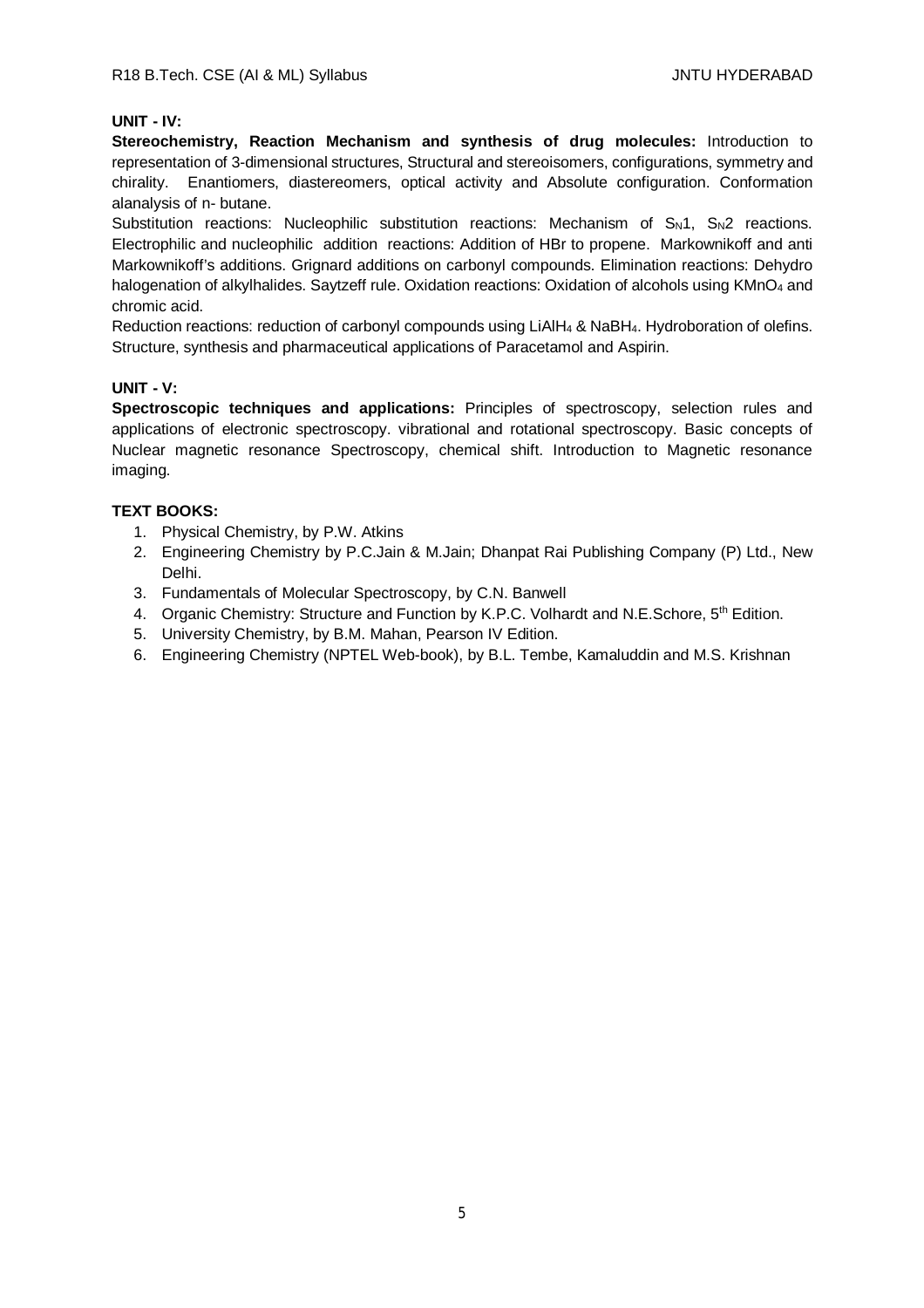**UNIT - IV:**

**Stereochemistry, Reaction Mechanism and synthesis of drug molecules:** Introduction to representation of 3-dimensional structures, Structural and stereoisomers, configurations, symmetry and chirality. Enantiomers, diastereomers, optical activity and Absolute configuration. Conformation alanalysis of n- butane.

Substitution reactions: Nucleophilic substitution reactions: Mechanism of $S_N1$, $S_N2$ reactions. Electrophilic and nucleophilic addition reactions: Addition of HBr to propene. Markownikoff and anti Markownikoff's additions. Grignard additions on carbonyl compounds. Elimination reactions: Dehydro halogenation of alkylhalides. Saytzeff rule. Oxidation reactions: Oxidation of alcohols using $KMnO_4$ and chromic acid.

Reduction reactions: reduction of carbonyl compounds using $LiAlH_4$ & $NaBH_4$. Hydroboration of olefins. Structure, synthesis and pharmaceutical applications of Paracetamol and Aspirin.

**UNIT - V:**

**Spectroscopic techniques and applications:** Principles of spectroscopy, selection rules and applications of electronic spectroscopy. vibrational and rotational spectroscopy. Basic concepts of Nuclear magnetic resonance Spectroscopy, chemical shift. Introduction to Magnetic resonance imaging.

**TEXT BOOKS:**

1. Physical Chemistry, by P.W. Atkins
2. Engineering Chemistry by P.C.Jain & M.Jain; Dhanpat Rai Publishing Company (P) Ltd., New Delhi.
3. Fundamentals of Molecular Spectroscopy, by C.N. Banwell
4. Organic Chemistry: Structure and Function by K.P.C. Volhardt and N.E.Schore, 5th Edition.
5. University Chemistry, by B.M. Mahan, Pearson IV Edition.
6. Engineering Chemistry (NPTEL Web-book), by B.L. Tembe, Kamaluddin and M.S. Krishnan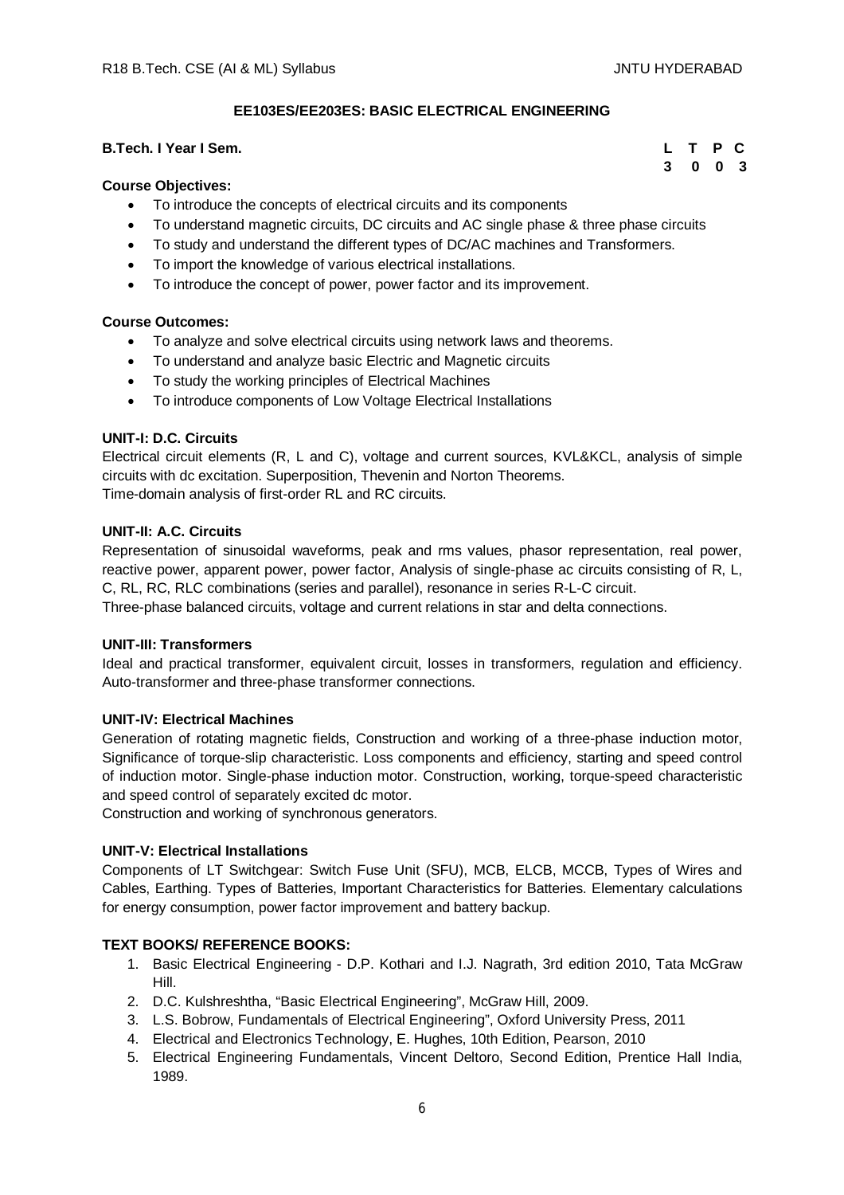## EE103ES/EE203ES: BASIC ELECTRICAL ENGINEERING

**B.Tech. I Year I Sem.**

| L | T | P | C |
|---|---|---|---|
| 3 | 0 | 0 | 3 |

**Course Objectives:**

- To introduce the concepts of electrical circuits and its components
- To understand magnetic circuits, DC circuits and AC single phase & three phase circuits
- To study and understand the different types of DC/AC machines and Transformers.
- To import the knowledge of various electrical installations.
- To introduce the concept of power, power factor and its improvement.

**Course Outcomes:**

- To analyze and solve electrical circuits using network laws and theorems.
- To understand and analyze basic Electric and Magnetic circuits
- To study the working principles of Electrical Machines
- To introduce components of Low Voltage Electrical Installations

**UNIT-I: D.C. Circuits**

Electrical circuit elements (R, L and C), voltage and current sources, KVL&KCL, analysis of simple circuits with dc excitation. Superposition, Thevenin and Norton Theorems.
Time-domain analysis of first-order RL and RC circuits.

**UNIT-II: A.C. Circuits**

Representation of sinusoidal waveforms, peak and rms values, phasor representation, real power, reactive power, apparent power, power factor, Analysis of single-phase ac circuits consisting of R, L, C, RL, RC, RLC combinations (series and parallel), resonance in series R-L-C circuit.
Three-phase balanced circuits, voltage and current relations in star and delta connections.

**UNIT-III: Transformers**

Ideal and practical transformer, equivalent circuit, losses in transformers, regulation and efficiency. Auto-transformer and three-phase transformer connections.

**UNIT-IV: Electrical Machines**

Generation of rotating magnetic fields, Construction and working of a three-phase induction motor, Significance of torque-slip characteristic. Loss components and efficiency, starting and speed control of induction motor. Single-phase induction motor. Construction, working, torque-speed characteristic and speed control of separately excited dc motor.
Construction and working of synchronous generators.

**UNIT-V: Electrical Installations**

Components of LT Switchgear: Switch Fuse Unit (SFU), MCB, ELCB, MCCB, Types of Wires and Cables, Earthing. Types of Batteries, Important Characteristics for Batteries. Elementary calculations for energy consumption, power factor improvement and battery backup.

**TEXT BOOKS/ REFERENCE BOOKS:**

1. Basic Electrical Engineering - D.P. Kothari and I.J. Nagrath, 3rd edition 2010, Tata McGraw Hill.
2. D.C. Kulshreshtha, "Basic Electrical Engineering", McGraw Hill, 2009.
3. L.S. Bobrow, Fundamentals of Electrical Engineering", Oxford University Press, 2011
4. Electrical and Electronics Technology, E. Hughes, 10th Edition, Pearson, 2010
5. Electrical Engineering Fundamentals, Vincent Deltoro, Second Edition, Prentice Hall India, 1989.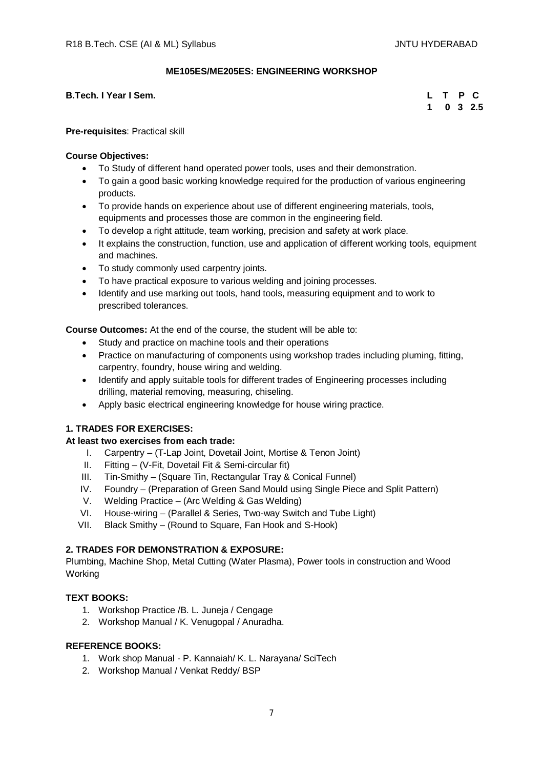## ME105ES/ME205ES: ENGINEERING WORKSHOP

**B.Tech. I Year I Sem.**

| L | T | P | C |
|---|---|---|---|
| 1 | 0 | 3 | 2.5 |

**Pre-requisites**: Practical skill

**Course Objectives:**

- To Study of different hand operated power tools, uses and their demonstration.
- To gain a good basic working knowledge required for the production of various engineering products.
- To provide hands on experience about use of different engineering materials, tools, equipments and processes those are common in the engineering field.
- To develop a right attitude, team working, precision and safety at work place.
- It explains the construction, function, use and application of different working tools, equipment and machines.
- To study commonly used carpentry joints.
- To have practical exposure to various welding and joining processes.
- Identify and use marking out tools, hand tools, measuring equipment and to work to prescribed tolerances.

**Course Outcomes:** At the end of the course, the student will be able to:

- Study and practice on machine tools and their operations
- Practice on manufacturing of components using workshop trades including pluming, fitting, carpentry, foundry, house wiring and welding.
- Identify and apply suitable tools for different trades of Engineering processes including drilling, material removing, measuring, chiseling.
- Apply basic electrical engineering knowledge for house wiring practice.

**1. TRADES FOR EXERCISES:**

**At least two exercises from each trade:**

I. Carpentry – (T-Lap Joint, Dovetail Joint, Mortise & Tenon Joint)
II. Fitting – (V-Fit, Dovetail Fit & Semi-circular fit)
III. Tin-Smithy – (Square Tin, Rectangular Tray & Conical Funnel)
IV. Foundry – (Preparation of Green Sand Mould using Single Piece and Split Pattern)
V. Welding Practice – (Arc Welding & Gas Welding)
VI. House-wiring – (Parallel & Series, Two-way Switch and Tube Light)
VII. Black Smithy – (Round to Square, Fan Hook and S-Hook)

**2. TRADES FOR DEMONSTRATION & EXPOSURE:**

Plumbing, Machine Shop, Metal Cutting (Water Plasma), Power tools in construction and Wood Working

**TEXT BOOKS:**

1. Workshop Practice /B. L. Juneja / Cengage
2. Workshop Manual / K. Venugopal / Anuradha.

**REFERENCE BOOKS:**

1. Work shop Manual - P. Kannaiah/ K. L. Narayana/ SciTech
2. Workshop Manual / Venkat Reddy/ BSP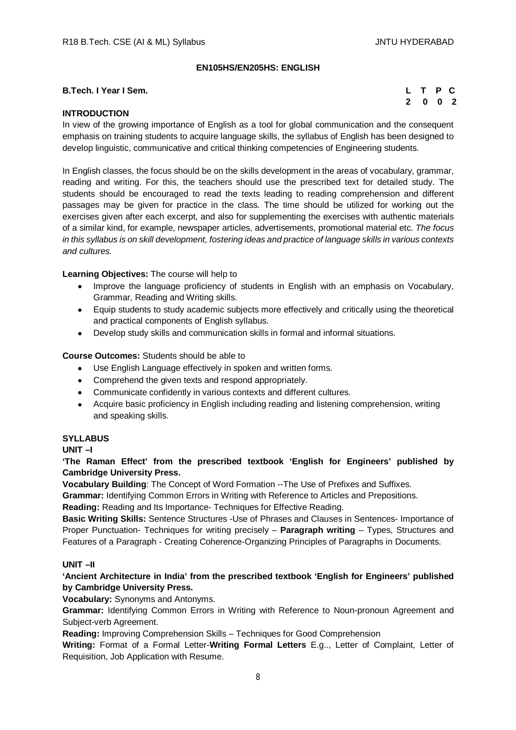## EN105HS/EN205HS: ENGLISH

**B.Tech. I Year I Sem.**

| L | T | P | C |
|---|---|---|---|
| 2 | 0 | 0 | 2 |

**INTRODUCTION**

In view of the growing importance of English as a tool for global communication and the consequent emphasis on training students to acquire language skills, the syllabus of English has been designed to develop linguistic, communicative and critical thinking competencies of Engineering students.

In English classes, the focus should be on the skills development in the areas of vocabulary, grammar, reading and writing. For this, the teachers should use the prescribed text for detailed study. The students should be encouraged to read the texts leading to reading comprehension and different passages may be given for practice in the class. The time should be utilized for working out the exercises given after each excerpt, and also for supplementing the exercises with authentic materials of a similar kind, for example, newspaper articles, advertisements, promotional material etc. *The focus in this syllabus is on skill development, fostering ideas and practice of language skills in various contexts and cultures.*

**Learning Objectives:** The course will help to

- Improve the language proficiency of students in English with an emphasis on Vocabulary, Grammar, Reading and Writing skills.
- Equip students to study academic subjects more effectively and critically using the theoretical and practical components of English syllabus.
- Develop study skills and communication skills in formal and informal situations.

**Course Outcomes:** Students should be able to

- Use English Language effectively in spoken and written forms.
- Comprehend the given texts and respond appropriately.
- Communicate confidently in various contexts and different cultures.
- Acquire basic proficiency in English including reading and listening comprehension, writing and speaking skills.

**SYLLABUS**

**UNIT –I**

**'The Raman Effect' from the prescribed textbook 'English for Engineers' published by Cambridge University Press.**

**Vocabulary Building**: The Concept of Word Formation --The Use of Prefixes and Suffixes.

**Grammar:** Identifying Common Errors in Writing with Reference to Articles and Prepositions.

**Reading:** Reading and Its Importance- Techniques for Effective Reading.

**Basic Writing Skills:** Sentence Structures -Use of Phrases and Clauses in Sentences- Importance of Proper Punctuation- Techniques for writing precisely – **Paragraph writing** – Types, Structures and Features of a Paragraph - Creating Coherence-Organizing Principles of Paragraphs in Documents.

**UNIT –II**

**'Ancient Architecture in India' from the prescribed textbook 'English for Engineers' published by Cambridge University Press.**

**Vocabulary:** Synonyms and Antonyms.

**Grammar:** Identifying Common Errors in Writing with Reference to Noun-pronoun Agreement and Subject-verb Agreement.

**Reading:** Improving Comprehension Skills – Techniques for Good Comprehension

**Writing:** Format of a Formal Letter-**Writing Formal Letters** E.g.., Letter of Complaint, Letter of Requisition, Job Application with Resume.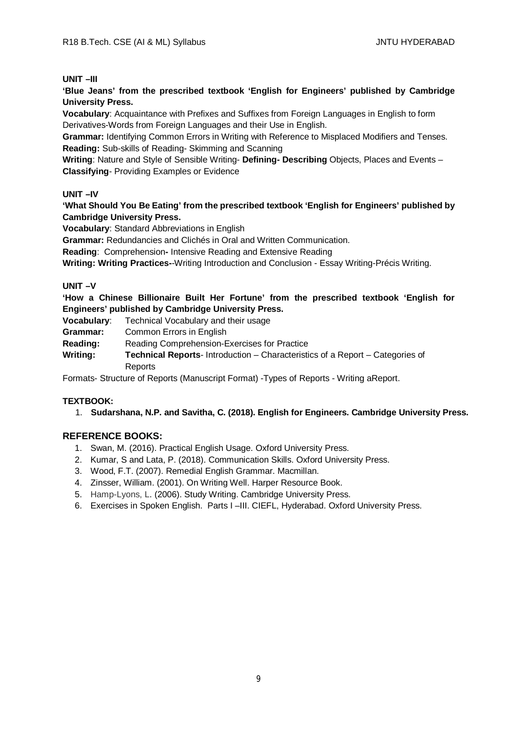**UNIT –III**

**'Blue Jeans' from the prescribed textbook 'English for Engineers' published by Cambridge University Press.**

**Vocabulary**: Acquaintance with Prefixes and Suffixes from Foreign Languages in English to form Derivatives-Words from Foreign Languages and their Use in English.

**Grammar:** Identifying Common Errors in Writing with Reference to Misplaced Modifiers and Tenses.

**Reading:** Sub-skills of Reading- Skimming and Scanning

**Writing**: Nature and Style of Sensible Writing- **Defining- Describing** Objects, Places and Events – **Classifying**- Providing Examples or Evidence

**UNIT –IV**

**'What Should You Be Eating' from the prescribed textbook 'English for Engineers' published by Cambridge University Press.**

**Vocabulary**: Standard Abbreviations in English

**Grammar:** Redundancies and Clichés in Oral and Written Communication.

**Reading**: Comprehension**-** Intensive Reading and Extensive Reading

**Writing: Writing Practices-**-Writing Introduction and Conclusion - Essay Writing-Précis Writing.

**UNIT –V**

**'How a Chinese Billionaire Built Her Fortune' from the prescribed textbook 'English for Engineers' published by Cambridge University Press.**

**Vocabulary**: Technical Vocabulary and their usage

**Grammar:** Common Errors in English

**Reading:** Reading Comprehension-Exercises for Practice

**Writing:** **Technical Reports**- Introduction – Characteristics of a Report – Categories of Reports

Formats- Structure of Reports (Manuscript Format) -Types of Reports - Writing aReport.

**TEXTBOOK:**

1. **Sudarshana, N.P. and Savitha, C. (2018). English for Engineers. Cambridge University Press.**

## REFERENCE BOOKS:

1. Swan, M. (2016). Practical English Usage. Oxford University Press.
2. Kumar, S and Lata, P. (2018). Communication Skills. Oxford University Press.
3. Wood, F.T. (2007). Remedial English Grammar. Macmillan.
4. Zinsser, William. (2001). On Writing Well. Harper Resource Book.
5. Hamp-Lyons, L. (2006). Study Writing. Cambridge University Press.
6. Exercises in Spoken English. Parts I –III. CIEFL, Hyderabad. Oxford University Press.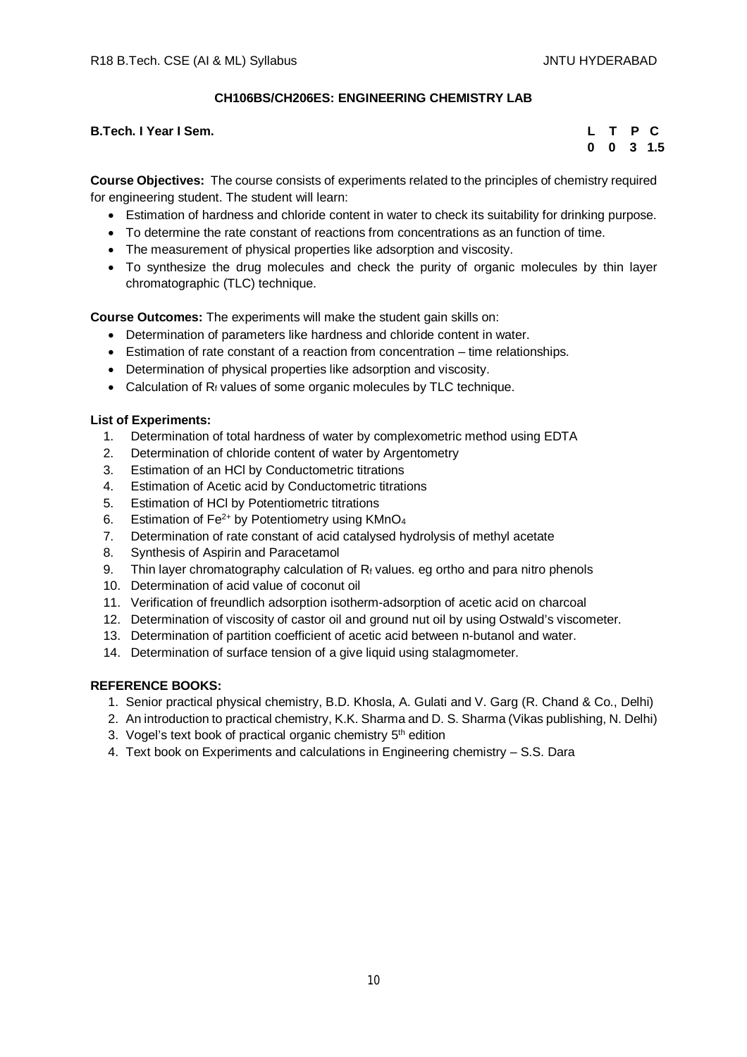## CH106BS/CH206ES: ENGINEERING CHEMISTRY LAB

**B.Tech. I Year I Sem.**

| L | T | P | C |
|---|---|---|---|
| 0 | 0 | 3 | 1.5 |

**Course Objectives:** The course consists of experiments related to the principles of chemistry required for engineering student. The student will learn:

- Estimation of hardness and chloride content in water to check its suitability for drinking purpose.
- To determine the rate constant of reactions from concentrations as an function of time.
- The measurement of physical properties like adsorption and viscosity.
- To synthesize the drug molecules and check the purity of organic molecules by thin layer chromatographic (TLC) technique.

**Course Outcomes:** The experiments will make the student gain skills on:

- Determination of parameters like hardness and chloride content in water.
- Estimation of rate constant of a reaction from concentration – time relationships.
- Determination of physical properties like adsorption and viscosity.
- Calculation of $R_f$ values of some organic molecules by TLC technique.

**List of Experiments:**

1. Determination of total hardness of water by complexometric method using EDTA
2. Determination of chloride content of water by Argentometry
3. Estimation of an HCl by Conductometric titrations
4. Estimation of Acetic acid by Conductometric titrations
5. Estimation of HCl by Potentiometric titrations
6. Estimation of $Fe^{2+}$ by Potentiometry using $KMnO_4$
7. Determination of rate constant of acid catalysed hydrolysis of methyl acetate
8. Synthesis of Aspirin and Paracetamol
9. Thin layer chromatography calculation of $R_f$ values. eg ortho and para nitro phenols
10. Determination of acid value of coconut oil
11. Verification of freundlich adsorption isotherm-adsorption of acetic acid on charcoal
12. Determination of viscosity of castor oil and ground nut oil by using Ostwald's viscometer.
13. Determination of partition coefficient of acetic acid between n-butanol and water.
14. Determination of surface tension of a give liquid using stalagmometer.

**REFERENCE BOOKS:**

1. Senior practical physical chemistry, B.D. Khosla, A. Gulati and V. Garg (R. Chand & Co., Delhi)
2. An introduction to practical chemistry, K.K. Sharma and D. S. Sharma (Vikas publishing, N. Delhi)
3. Vogel's text book of practical organic chemistry 5th edition
4. Text book on Experiments and calculations in Engineering chemistry – S.S. Dara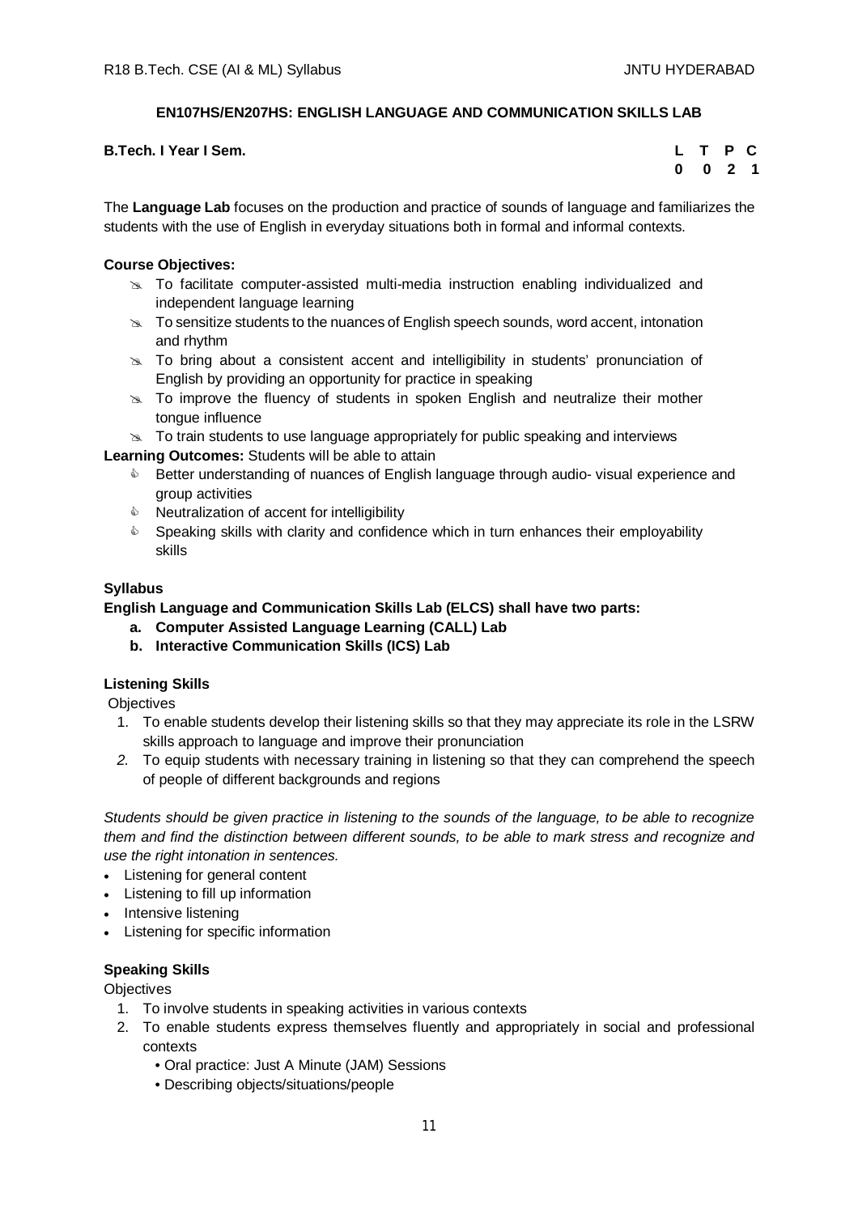### EN107HS/EN207HS: ENGLISH LANGUAGE AND COMMUNICATION SKILLS LAB

**B.Tech. I Year I Sem.**

| L | T | P | C |
|---|---|---|---|
| 0 | 0 | 2 | 1 |

The **Language Lab** focuses on the production and practice of sounds of language and familiarizes the students with the use of English in everyday situations both in formal and informal contexts.

**Course Objectives:**

- To facilitate computer-assisted multi-media instruction enabling individualized and independent language learning
- To sensitize students to the nuances of English speech sounds, word accent, intonation and rhythm
- To bring about a consistent accent and intelligibility in students' pronunciation of English by providing an opportunity for practice in speaking
- To improve the fluency of students in spoken English and neutralize their mother tongue influence
- To train students to use language appropriately for public speaking and interviews

**Learning Outcomes:** Students will be able to attain

- Better understanding of nuances of English language through audio- visual experience and group activities
- Neutralization of accent for intelligibility
- Speaking skills with clarity and confidence which in turn enhances their employability skills

**Syllabus**

**English Language and Communication Skills Lab (ELCS) shall have two parts:**

- **a. Computer Assisted Language Learning (CALL) Lab**
- **b. Interactive Communication Skills (ICS) Lab**

**Listening Skills**

Objectives

1. To enable students develop their listening skills so that they may appreciate its role in the LSRW skills approach to language and improve their pronunciation
2. To equip students with necessary training in listening so that they can comprehend the speech of people of different backgrounds and regions

*Students should be given practice in listening to the sounds of the language, to be able to recognize them and find the distinction between different sounds, to be able to mark stress and recognize and use the right intonation in sentences.*

- Listening for general content
- Listening to fill up information
- Intensive listening
- Listening for specific information

**Speaking Skills**

Objectives

1. To involve students in speaking activities in various contexts
2. To enable students express themselves fluently and appropriately in social and professional contexts
   - Oral practice: Just A Minute (JAM) Sessions
   - Describing objects/situations/people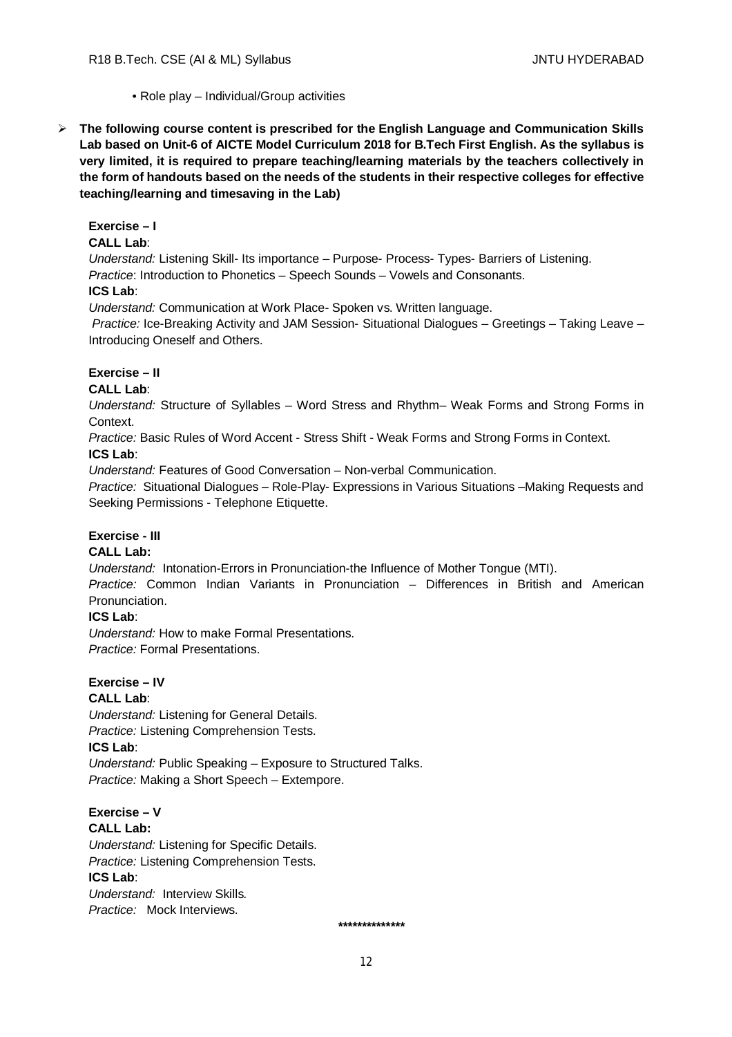- Role play – Individual/Group activities

- **The following course content is prescribed for the English Language and Communication Skills Lab based on Unit-6 of AICTE Model Curriculum 2018 for B.Tech First English. As the syllabus is very limited, it is required to prepare teaching/learning materials by the teachers collectively in the form of handouts based on the needs of the students in their respective colleges for effective teaching/learning and timesaving in the Lab)**

**Exercise – I**

**CALL Lab**:

*Understand:* Listening Skill- Its importance – Purpose- Process- Types- Barriers of Listening.

*Practice*: Introduction to Phonetics – Speech Sounds – Vowels and Consonants.

**ICS Lab**:

*Understand:* Communication at Work Place- Spoken vs. Written language.

*Practice:* Ice-Breaking Activity and JAM Session- Situational Dialogues – Greetings – Taking Leave – Introducing Oneself and Others.

**Exercise – II**

**CALL Lab**:

*Understand:* Structure of Syllables – Word Stress and Rhythm– Weak Forms and Strong Forms in Context.

*Practice:* Basic Rules of Word Accent - Stress Shift - Weak Forms and Strong Forms in Context.

**ICS Lab**:

*Understand:* Features of Good Conversation – Non-verbal Communication.

*Practice:* Situational Dialogues – Role-Play- Expressions in Various Situations –Making Requests and Seeking Permissions - Telephone Etiquette.

**Exercise - III**

**CALL Lab:**

*Understand:* Intonation-Errors in Pronunciation-the Influence of Mother Tongue (MTI).

*Practice:* Common Indian Variants in Pronunciation – Differences in British and American Pronunciation.

**ICS Lab**:

*Understand:* How to make Formal Presentations.

*Practice:* Formal Presentations.

**Exercise – IV**

**CALL Lab**:

*Understand:* Listening for General Details.

*Practice:* Listening Comprehension Tests.

**ICS Lab**:

*Understand:* Public Speaking – Exposure to Structured Talks.

*Practice:* Making a Short Speech – Extempore.

**Exercise – V**

**CALL Lab:**

*Understand:* Listening for Specific Details.

*Practice:* Listening Comprehension Tests.

**ICS Lab**:

*Understand:* Interview Skills.

*Practice:* Mock Interviews.

**************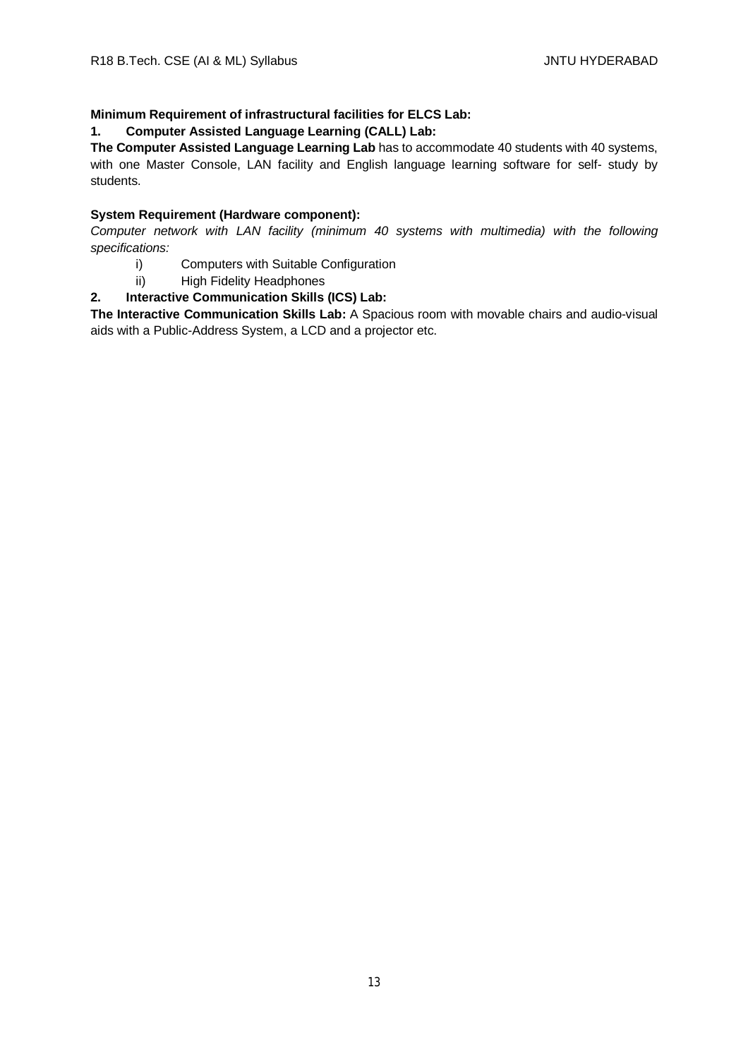**Minimum Requirement of infrastructural facilities for ELCS Lab:**

**1. Computer Assisted Language Learning (CALL) Lab:**

**The Computer Assisted Language Learning Lab** has to accommodate 40 students with 40 systems, with one Master Console, LAN facility and English language learning software for self- study by students.

**System Requirement (Hardware component):**

*Computer network with LAN facility (minimum 40 systems with multimedia) with the following specifications:*

- i) Computers with Suitable Configuration
- ii) High Fidelity Headphones

**2. Interactive Communication Skills (ICS) Lab:**

**The Interactive Communication Skills Lab:** A Spacious room with movable chairs and audio-visual aids with a Public-Address System, a LCD and a projector etc.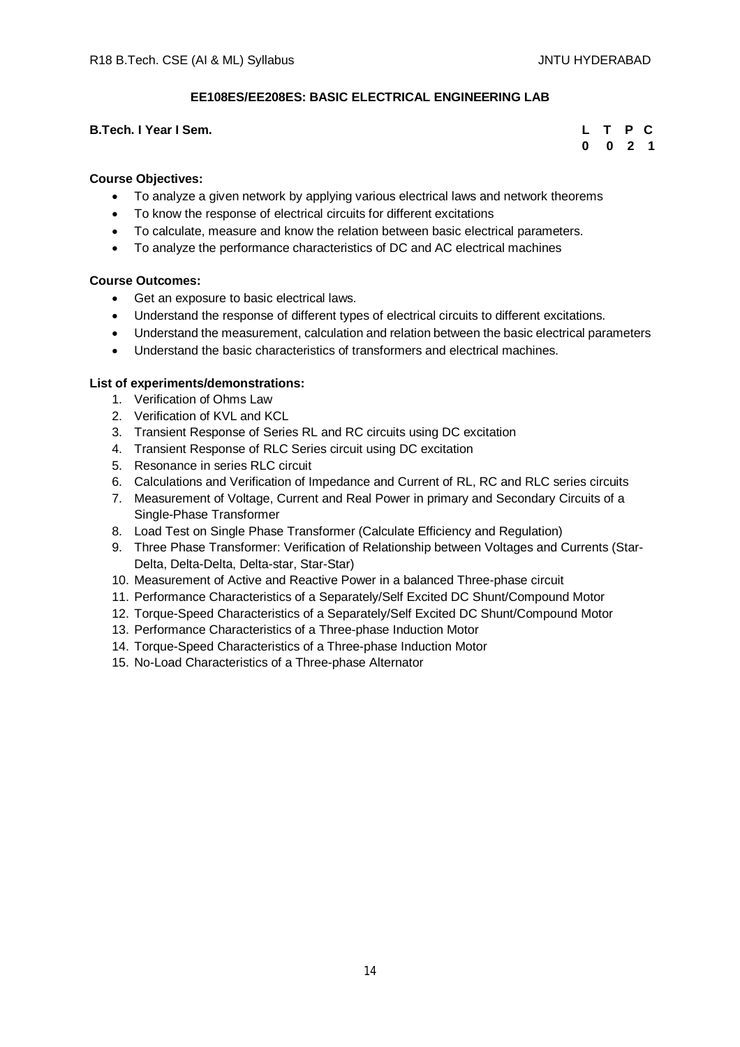## EE108ES/EE208ES: BASIC ELECTRICAL ENGINEERING LAB

**B.Tech. I Year I Sem.**

| L | T | P | C |
|---|---|---|---|
| 0 | 0 | 2 | 1 |

**Course Objectives:**

- To analyze a given network by applying various electrical laws and network theorems
- To know the response of electrical circuits for different excitations
- To calculate, measure and know the relation between basic electrical parameters.
- To analyze the performance characteristics of DC and AC electrical machines

**Course Outcomes:**

- Get an exposure to basic electrical laws.
- Understand the response of different types of electrical circuits to different excitations.
- Understand the measurement, calculation and relation between the basic electrical parameters
- Understand the basic characteristics of transformers and electrical machines.

**List of experiments/demonstrations:**

1. Verification of Ohms Law
2. Verification of KVL and KCL
3. Transient Response of Series RL and RC circuits using DC excitation
4. Transient Response of RLC Series circuit using DC excitation
5. Resonance in series RLC circuit
6. Calculations and Verification of Impedance and Current of RL, RC and RLC series circuits
7. Measurement of Voltage, Current and Real Power in primary and Secondary Circuits of a Single-Phase Transformer
8. Load Test on Single Phase Transformer (Calculate Efficiency and Regulation)
9. Three Phase Transformer: Verification of Relationship between Voltages and Currents (Star-Delta, Delta-Delta, Delta-star, Star-Star)
10. Measurement of Active and Reactive Power in a balanced Three-phase circuit
11. Performance Characteristics of a Separately/Self Excited DC Shunt/Compound Motor
12. Torque-Speed Characteristics of a Separately/Self Excited DC Shunt/Compound Motor
13. Performance Characteristics of a Three-phase Induction Motor
14. Torque-Speed Characteristics of a Three-phase Induction Motor
15. No-Load Characteristics of a Three-phase Alternator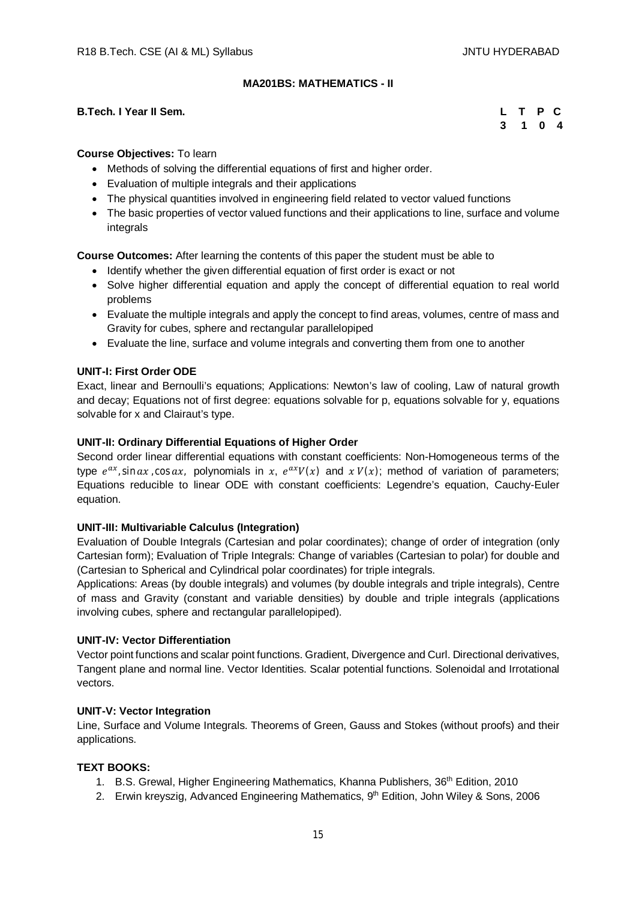## MA201BS: MATHEMATICS - II

**B.Tech. I Year II Sem.**

| L | T | P | C |
|---|---|---|---|
| 3 | 1 | 0 | 4 |

**Course Objectives:** To learn

- Methods of solving the differential equations of first and higher order.
- Evaluation of multiple integrals and their applications
- The physical quantities involved in engineering field related to vector valued functions
- The basic properties of vector valued functions and their applications to line, surface and volume integrals

**Course Outcomes:** After learning the contents of this paper the student must be able to

- Identify whether the given differential equation of first order is exact or not
- Solve higher differential equation and apply the concept of differential equation to real world problems
- Evaluate the multiple integrals and apply the concept to find areas, volumes, centre of mass and Gravity for cubes, sphere and rectangular parallelopiped
- Evaluate the line, surface and volume integrals and converting them from one to another

**UNIT-I: First Order ODE**

Exact, linear and Bernoulli's equations; Applications: Newton's law of cooling, Law of natural growth and decay; Equations not of first degree: equations solvable for p, equations solvable for y, equations solvable for x and Clairaut's type.

**UNIT-II: Ordinary Differential Equations of Higher Order**

Second order linear differential equations with constant coefficients: Non-Homogeneous terms of the type $e^{ax}$, $\sin ax$, $\cos ax$, polynomials in $x$, $e^{ax}V(x)$ and $x\,V(x)$; method of variation of parameters; Equations reducible to linear ODE with constant coefficients: Legendre's equation, Cauchy-Euler equation.

**UNIT-III: Multivariable Calculus (Integration)**

Evaluation of Double Integrals (Cartesian and polar coordinates); change of order of integration (only Cartesian form); Evaluation of Triple Integrals: Change of variables (Cartesian to polar) for double and (Cartesian to Spherical and Cylindrical polar coordinates) for triple integrals.

Applications: Areas (by double integrals) and volumes (by double integrals and triple integrals), Centre of mass and Gravity (constant and variable densities) by double and triple integrals (applications involving cubes, sphere and rectangular parallelopiped).

**UNIT-IV: Vector Differentiation**

Vector point functions and scalar point functions. Gradient, Divergence and Curl. Directional derivatives, Tangent plane and normal line. Vector Identities. Scalar potential functions. Solenoidal and Irrotational vectors.

**UNIT-V: Vector Integration**

Line, Surface and Volume Integrals. Theorems of Green, Gauss and Stokes (without proofs) and their applications.

**TEXT BOOKS:**

1. B.S. Grewal, Higher Engineering Mathematics, Khanna Publishers, 36th Edition, 2010
2. Erwin kreyszig, Advanced Engineering Mathematics, 9th Edition, John Wiley & Sons, 2006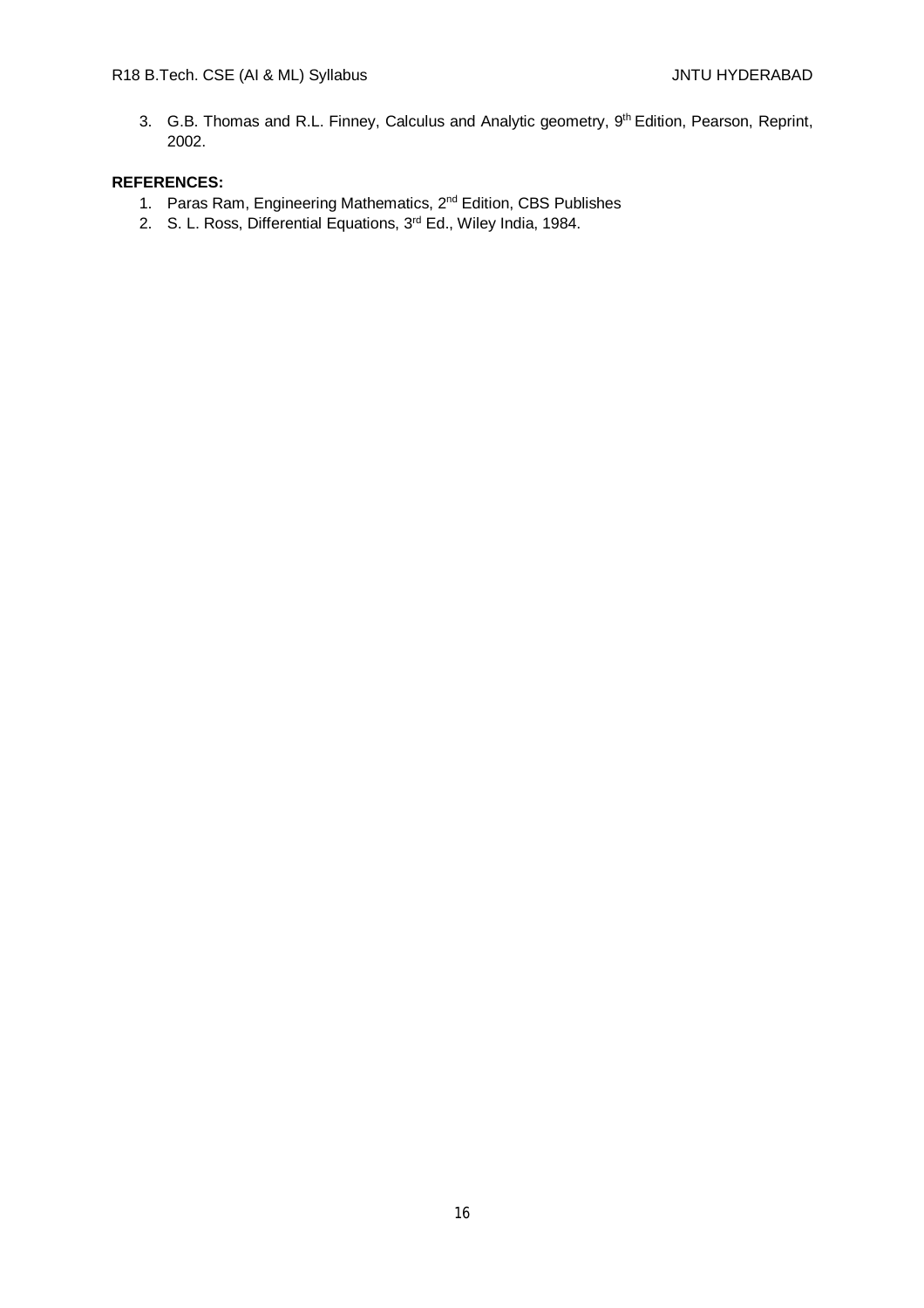3. G.B. Thomas and R.L. Finney, Calculus and Analytic geometry, 9th Edition, Pearson, Reprint, 2002.

**REFERENCES:**

1. Paras Ram, Engineering Mathematics, 2nd Edition, CBS Publishes
2. S. L. Ross, Differential Equations, 3rd Ed., Wiley India, 1984.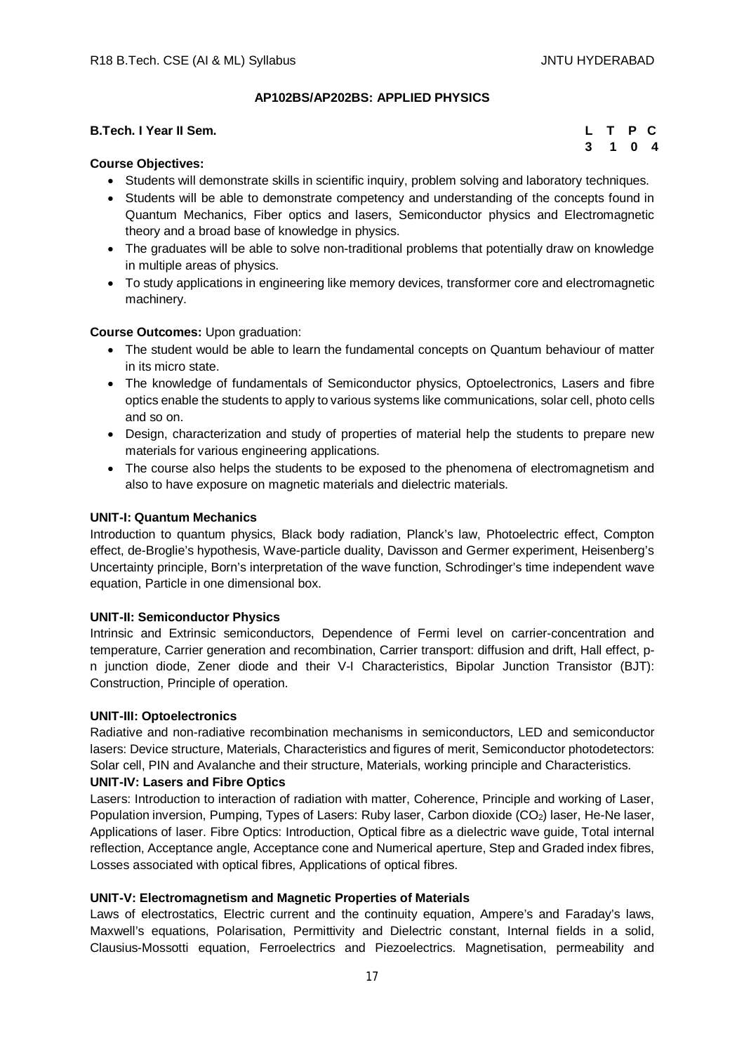## AP102BS/AP202BS: APPLIED PHYSICS

**B.Tech. I Year II Sem.**

| L | T | P | C |
|---|---|---|---|
| 3 | 1 | 0 | 4 |

**Course Objectives:**

- Students will demonstrate skills in scientific inquiry, problem solving and laboratory techniques.
- Students will be able to demonstrate competency and understanding of the concepts found in Quantum Mechanics, Fiber optics and lasers, Semiconductor physics and Electromagnetic theory and a broad base of knowledge in physics.
- The graduates will be able to solve non-traditional problems that potentially draw on knowledge in multiple areas of physics.
- To study applications in engineering like memory devices, transformer core and electromagnetic machinery.

**Course Outcomes:** Upon graduation:

- The student would be able to learn the fundamental concepts on Quantum behaviour of matter in its micro state.
- The knowledge of fundamentals of Semiconductor physics, Optoelectronics, Lasers and fibre optics enable the students to apply to various systems like communications, solar cell, photo cells and so on.
- Design, characterization and study of properties of material help the students to prepare new materials for various engineering applications.
- The course also helps the students to be exposed to the phenomena of electromagnetism and also to have exposure on magnetic materials and dielectric materials.

**UNIT-I: Quantum Mechanics**

Introduction to quantum physics, Black body radiation, Planck's law, Photoelectric effect, Compton effect, de-Broglie's hypothesis, Wave-particle duality, Davisson and Germer experiment, Heisenberg's Uncertainty principle, Born's interpretation of the wave function, Schrodinger's time independent wave equation, Particle in one dimensional box.

**UNIT-II: Semiconductor Physics**

Intrinsic and Extrinsic semiconductors, Dependence of Fermi level on carrier-concentration and temperature, Carrier generation and recombination, Carrier transport: diffusion and drift, Hall effect, p-n junction diode, Zener diode and their V-I Characteristics, Bipolar Junction Transistor (BJT): Construction, Principle of operation.

**UNIT-III: Optoelectronics**

Radiative and non-radiative recombination mechanisms in semiconductors, LED and semiconductor lasers: Device structure, Materials, Characteristics and figures of merit, Semiconductor photodetectors: Solar cell, PIN and Avalanche and their structure, Materials, working principle and Characteristics.

**UNIT-IV: Lasers and Fibre Optics**

Lasers: Introduction to interaction of radiation with matter, Coherence, Principle and working of Laser, Population inversion, Pumping, Types of Lasers: Ruby laser, Carbon dioxide ($CO_2$) laser, He-Ne laser, Applications of laser. Fibre Optics: Introduction, Optical fibre as a dielectric wave guide, Total internal reflection, Acceptance angle, Acceptance cone and Numerical aperture, Step and Graded index fibres, Losses associated with optical fibres, Applications of optical fibres.

**UNIT-V: Electromagnetism and Magnetic Properties of Materials**

Laws of electrostatics, Electric current and the continuity equation, Ampere's and Faraday's laws, Maxwell's equations, Polarisation, Permittivity and Dielectric constant, Internal fields in a solid, Clausius-Mossotti equation, Ferroelectrics and Piezoelectrics. Magnetisation, permeability and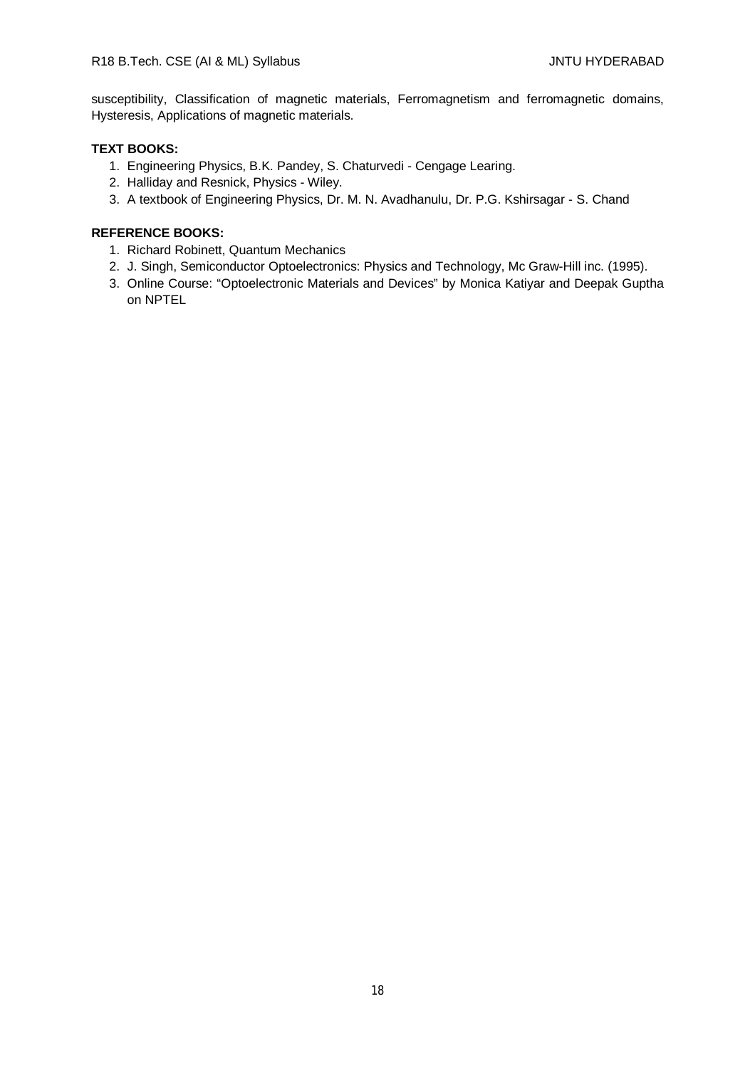susceptibility, Classification of magnetic materials, Ferromagnetism and ferromagnetic domains, Hysteresis, Applications of magnetic materials.

**TEXT BOOKS:**

1. Engineering Physics, B.K. Pandey, S. Chaturvedi - Cengage Learing.
2. Halliday and Resnick, Physics - Wiley.
3. A textbook of Engineering Physics, Dr. M. N. Avadhanulu, Dr. P.G. Kshirsagar - S. Chand

**REFERENCE BOOKS:**

1. Richard Robinett, Quantum Mechanics
2. J. Singh, Semiconductor Optoelectronics: Physics and Technology, Mc Graw-Hill inc. (1995).
3. Online Course: "Optoelectronic Materials and Devices" by Monica Katiyar and Deepak Guptha on NPTEL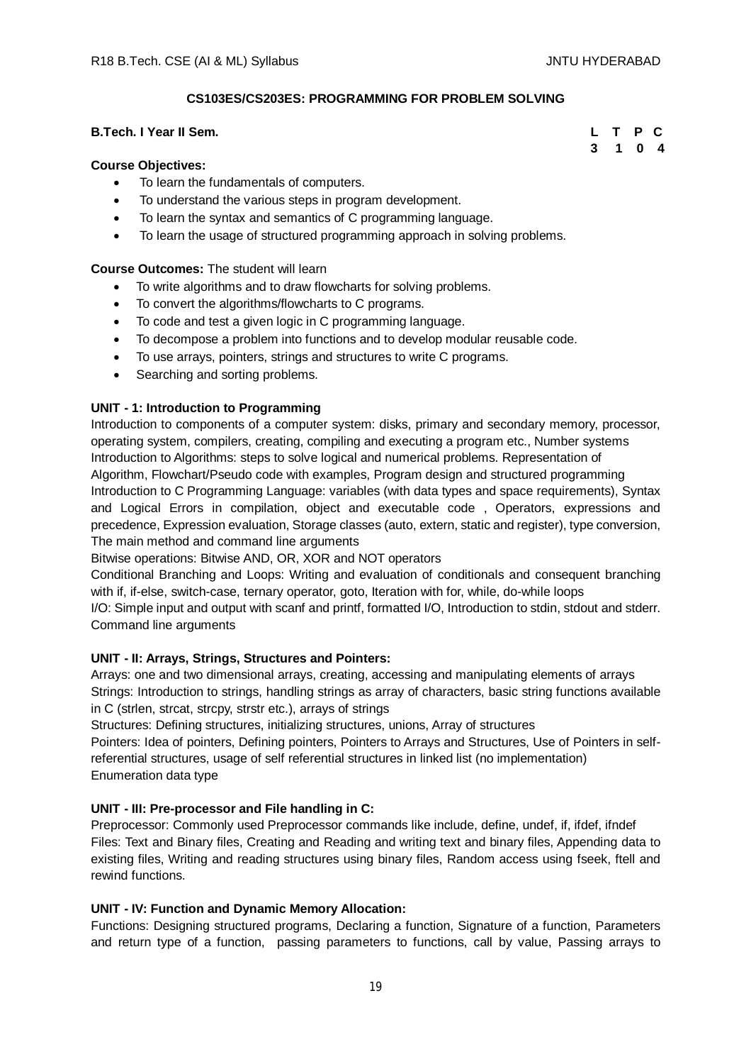## CS103ES/CS203ES: PROGRAMMING FOR PROBLEM SOLVING

**B.Tech. I Year II Sem.**

| L | T | P | C |
|---|---|---|---|
| 3 | 1 | 0 | 4 |

**Course Objectives:**

- To learn the fundamentals of computers.
- To understand the various steps in program development.
- To learn the syntax and semantics of C programming language.
- To learn the usage of structured programming approach in solving problems.

**Course Outcomes:** The student will learn

- To write algorithms and to draw flowcharts for solving problems.
- To convert the algorithms/flowcharts to C programs.
- To code and test a given logic in C programming language.
- To decompose a problem into functions and to develop modular reusable code.
- To use arrays, pointers, strings and structures to write C programs.
- Searching and sorting problems.

**UNIT - 1: Introduction to Programming**

Introduction to components of a computer system: disks, primary and secondary memory, processor, operating system, compilers, creating, compiling and executing a program etc., Number systems
Introduction to Algorithms: steps to solve logical and numerical problems. Representation of Algorithm, Flowchart/Pseudo code with examples, Program design and structured programming
Introduction to C Programming Language: variables (with data types and space requirements), Syntax and Logical Errors in compilation, object and executable code , Operators, expressions and precedence, Expression evaluation, Storage classes (auto, extern, static and register), type conversion, The main method and command line arguments
Bitwise operations: Bitwise AND, OR, XOR and NOT operators
Conditional Branching and Loops: Writing and evaluation of conditionals and consequent branching with if, if-else, switch-case, ternary operator, goto, Iteration with for, while, do-while loops
I/O: Simple input and output with scanf and printf, formatted I/O, Introduction to stdin, stdout and stderr. Command line arguments

**UNIT - II: Arrays, Strings, Structures and Pointers:**

Arrays: one and two dimensional arrays, creating, accessing and manipulating elements of arrays
Strings: Introduction to strings, handling strings as array of characters, basic string functions available in C (strlen, strcat, strcpy, strstr etc.), arrays of strings
Structures: Defining structures, initializing structures, unions, Array of structures
Pointers: Idea of pointers, Defining pointers, Pointers to Arrays and Structures, Use of Pointers in self-referential structures, usage of self referential structures in linked list (no implementation)
Enumeration data type

**UNIT - III: Pre-processor and File handling in C:**

Preprocessor: Commonly used Preprocessor commands like include, define, undef, if, ifdef, ifndef
Files: Text and Binary files, Creating and Reading and writing text and binary files, Appending data to existing files, Writing and reading structures using binary files, Random access using fseek, ftell and rewind functions.

**UNIT - IV: Function and Dynamic Memory Allocation:**

Functions: Designing structured programs, Declaring a function, Signature of a function, Parameters and return type of a function, passing parameters to functions, call by value, Passing arrays to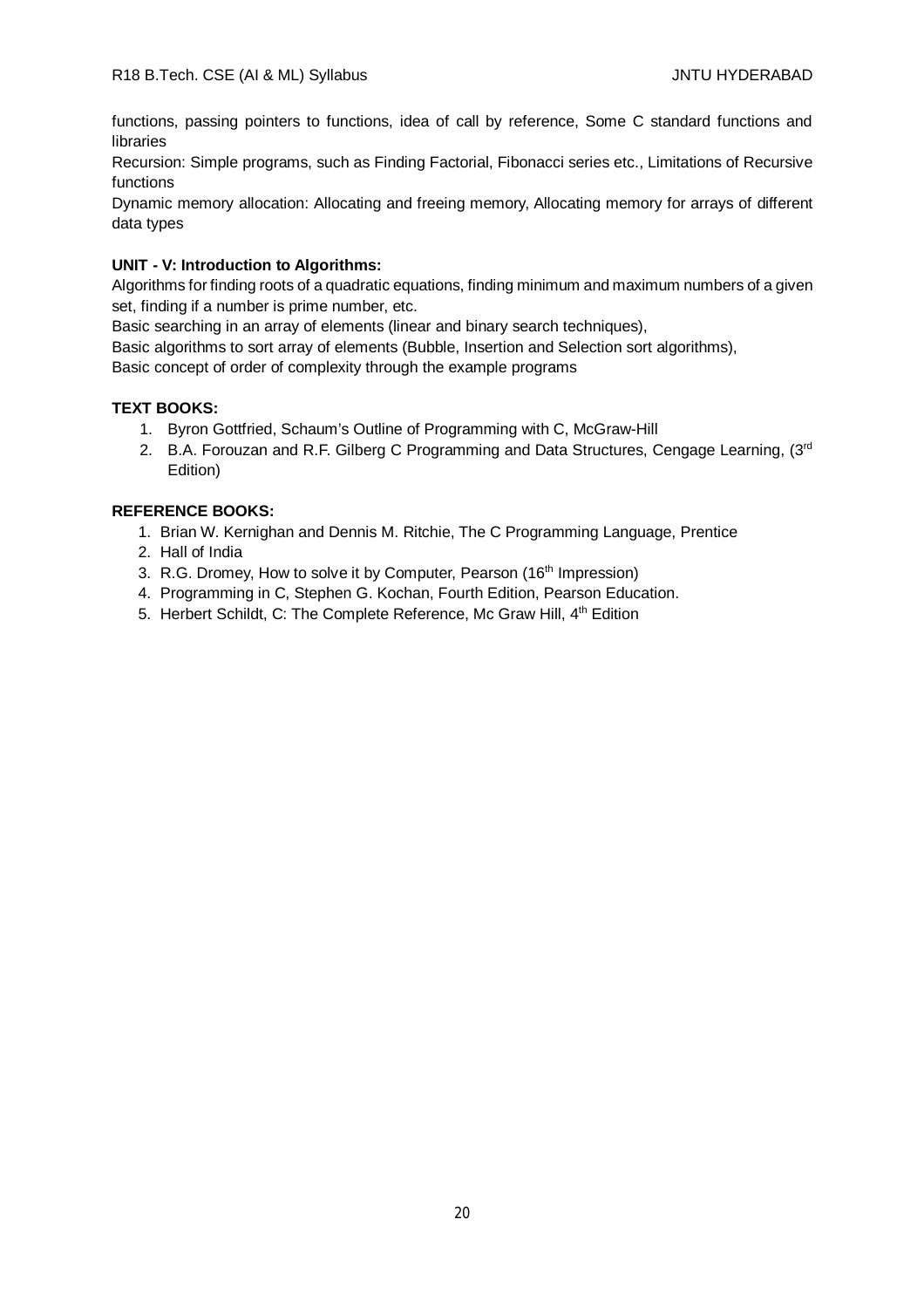functions, passing pointers to functions, idea of call by reference, Some C standard functions and libraries

Recursion: Simple programs, such as Finding Factorial, Fibonacci series etc., Limitations of Recursive functions

Dynamic memory allocation: Allocating and freeing memory, Allocating memory for arrays of different data types

**UNIT - V: Introduction to Algorithms:**

Algorithms for finding roots of a quadratic equations, finding minimum and maximum numbers of a given set, finding if a number is prime number, etc.

Basic searching in an array of elements (linear and binary search techniques),

Basic algorithms to sort array of elements (Bubble, Insertion and Selection sort algorithms),

Basic concept of order of complexity through the example programs

**TEXT BOOKS:**

1. Byron Gottfried, Schaum's Outline of Programming with C, McGraw-Hill
2. B.A. Forouzan and R.F. Gilberg C Programming and Data Structures, Cengage Learning, (3rd Edition)

**REFERENCE BOOKS:**

1. Brian W. Kernighan and Dennis M. Ritchie, The C Programming Language, Prentice
2. Hall of India
3. R.G. Dromey, How to solve it by Computer, Pearson (16th Impression)
4. Programming in C, Stephen G. Kochan, Fourth Edition, Pearson Education.
5. Herbert Schildt, C: The Complete Reference, Mc Graw Hill, 4th Edition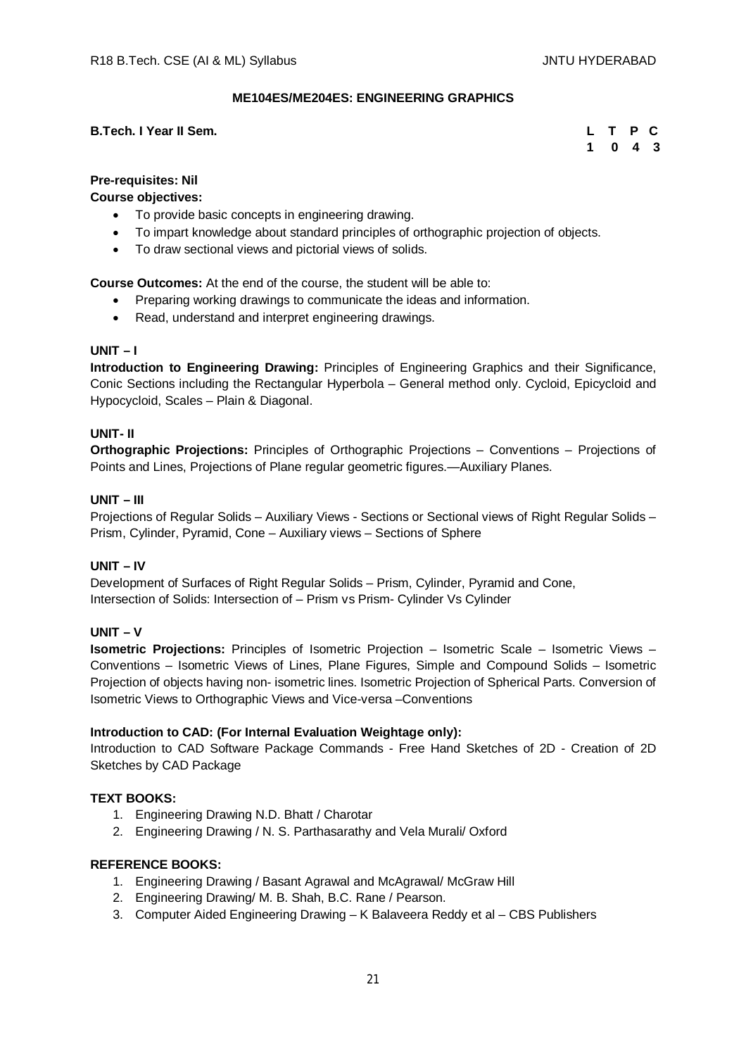## ME104ES/ME204ES: ENGINEERING GRAPHICS

**B.Tech. I Year II Sem.**

| L | T | P | C |
|---|---|---|---|
| 1 | 0 | 4 | 3 |

**Pre-requisites: Nil**

**Course objectives:**

- To provide basic concepts in engineering drawing.
- To impart knowledge about standard principles of orthographic projection of objects.
- To draw sectional views and pictorial views of solids.

**Course Outcomes:** At the end of the course, the student will be able to:

- Preparing working drawings to communicate the ideas and information.
- Read, understand and interpret engineering drawings.

### UNIT – I

**Introduction to Engineering Drawing:** Principles of Engineering Graphics and their Significance, Conic Sections including the Rectangular Hyperbola – General method only. Cycloid, Epicycloid and Hypocycloid, Scales – Plain & Diagonal.

### UNIT- II

**Orthographic Projections:** Principles of Orthographic Projections – Conventions – Projections of Points and Lines, Projections of Plane regular geometric figures.—Auxiliary Planes.

### UNIT – III

Projections of Regular Solids – Auxiliary Views - Sections or Sectional views of Right Regular Solids – Prism, Cylinder, Pyramid, Cone – Auxiliary views – Sections of Sphere

### UNIT – IV

Development of Surfaces of Right Regular Solids – Prism, Cylinder, Pyramid and Cone,
Intersection of Solids: Intersection of – Prism vs Prism- Cylinder Vs Cylinder

### UNIT – V

**Isometric Projections:** Principles of Isometric Projection – Isometric Scale – Isometric Views – Conventions – Isometric Views of Lines, Plane Figures, Simple and Compound Solids – Isometric Projection of objects having non- isometric lines. Isometric Projection of Spherical Parts. Conversion of Isometric Views to Orthographic Views and Vice-versa –Conventions

**Introduction to CAD: (For Internal Evaluation Weightage only):**

Introduction to CAD Software Package Commands - Free Hand Sketches of 2D - Creation of 2D Sketches by CAD Package

**TEXT BOOKS:**

1. Engineering Drawing N.D. Bhatt / Charotar
2. Engineering Drawing / N. S. Parthasarathy and Vela Murali/ Oxford

**REFERENCE BOOKS:**

1. Engineering Drawing / Basant Agrawal and McAgrawal/ McGraw Hill
2. Engineering Drawing/ M. B. Shah, B.C. Rane / Pearson.
3. Computer Aided Engineering Drawing – K Balaveera Reddy et al – CBS Publishers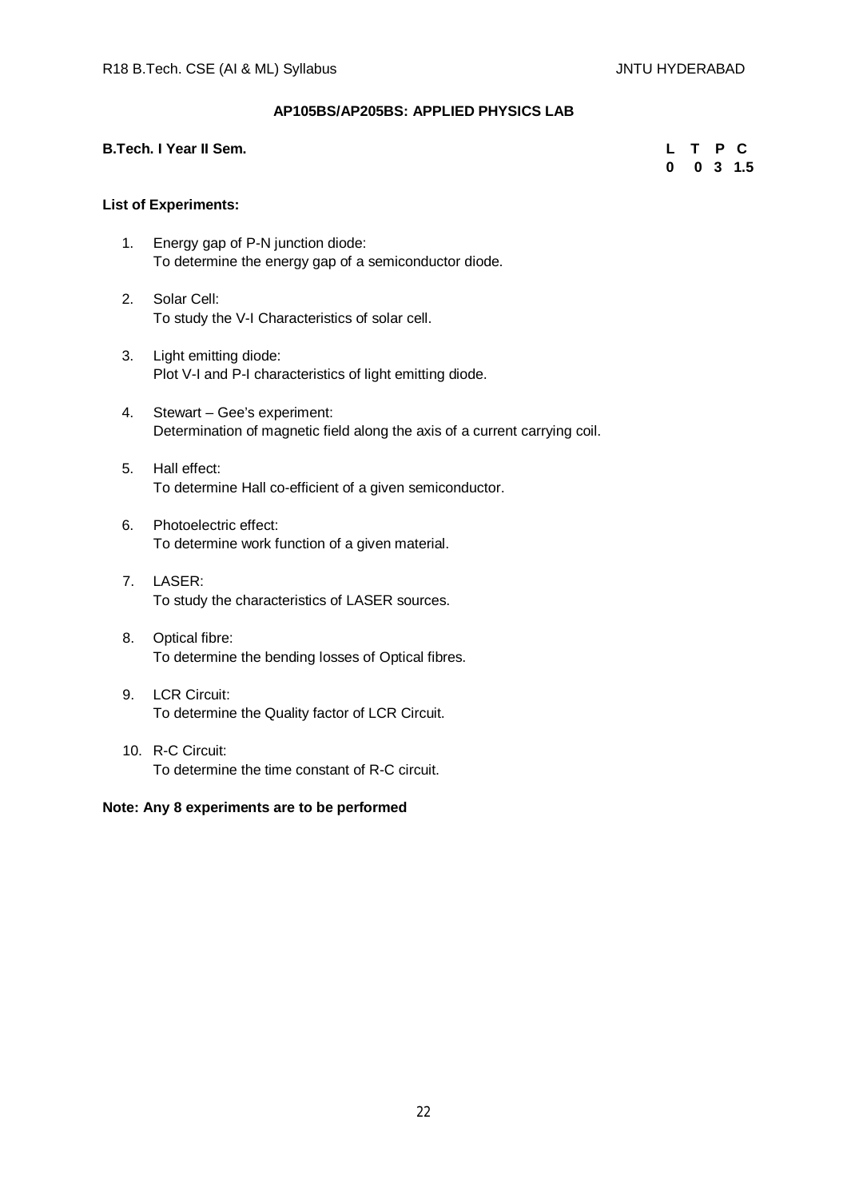## AP105BS/AP205BS: APPLIED PHYSICS LAB

**B.Tech. I Year II Sem.**

| L | T | P | C |
|---|---|---|---|
| 0 | 0 | 3 | 1.5 |

**List of Experiments:**

1. Energy gap of P-N junction diode:
   To determine the energy gap of a semiconductor diode.
2. Solar Cell:
   To study the V-I Characteristics of solar cell.
3. Light emitting diode:
   Plot V-I and P-I characteristics of light emitting diode.
4. Stewart – Gee's experiment:
   Determination of magnetic field along the axis of a current carrying coil.
5. Hall effect:
   To determine Hall co-efficient of a given semiconductor.
6. Photoelectric effect:
   To determine work function of a given material.
7. LASER:
   To study the characteristics of LASER sources.
8. Optical fibre:
   To determine the bending losses of Optical fibres.
9. LCR Circuit:
   To determine the Quality factor of LCR Circuit.
10. R-C Circuit:
    To determine the time constant of R-C circuit.

**Note: Any 8 experiments are to be performed**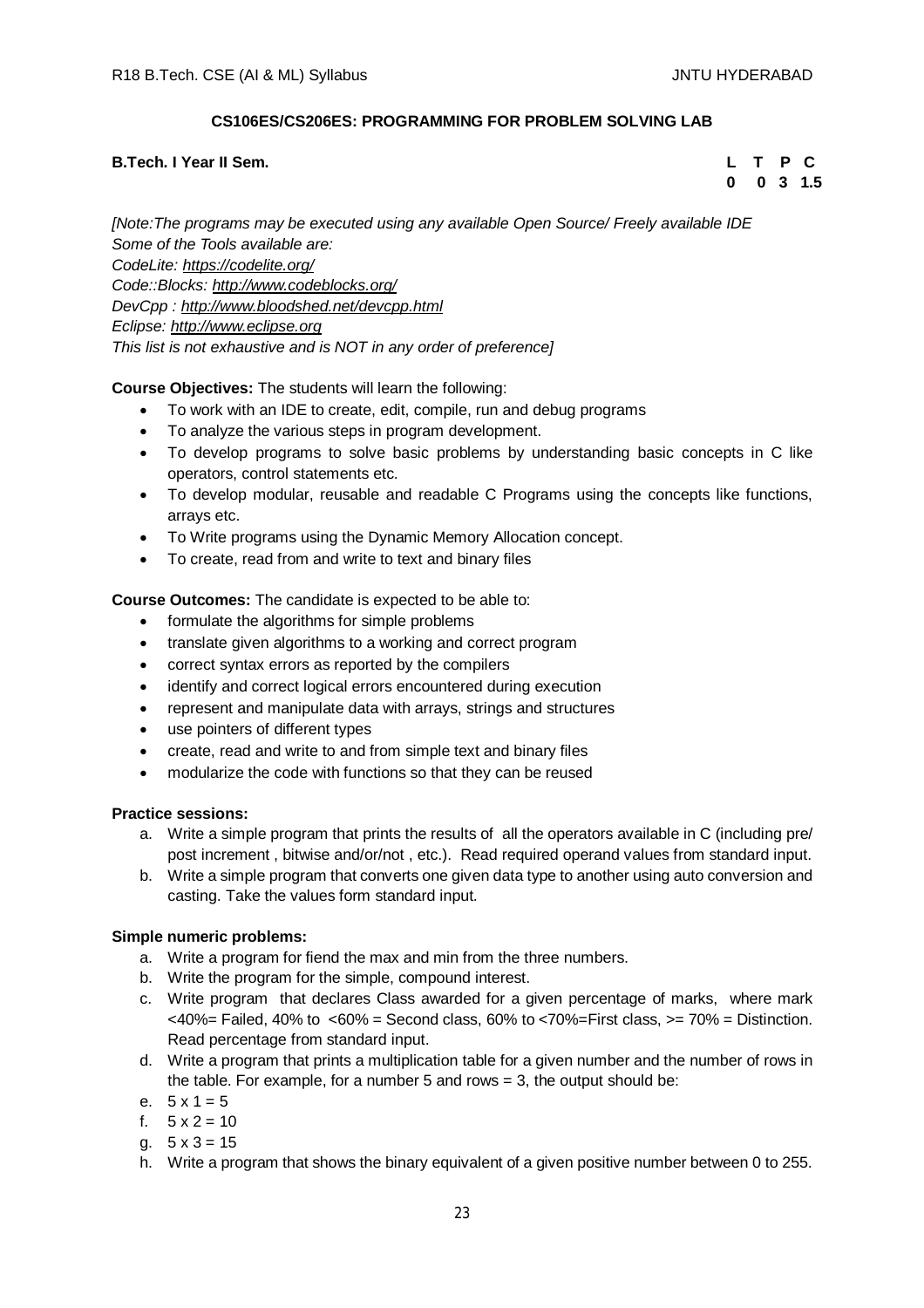## CS106ES/CS206ES: PROGRAMMING FOR PROBLEM SOLVING LAB

**B.Tech. I Year II Sem.**

| L | T | P | C |
|---|---|---|---|
| 0 | 0 | 3 | 1.5 |

*[Note:The programs may be executed using any available Open Source/ Freely available IDE*
*Some of the Tools available are:*
*CodeLite: https://codelite.org/*
*Code::Blocks: http://www.codeblocks.org/*
*DevCpp : http://www.bloodshed.net/devcpp.html*
*Eclipse: http://www.eclipse.org*
*This list is not exhaustive and is NOT in any order of preference]*

**Course Objectives:** The students will learn the following:

- To work with an IDE to create, edit, compile, run and debug programs
- To analyze the various steps in program development.
- To develop programs to solve basic problems by understanding basic concepts in C like operators, control statements etc.
- To develop modular, reusable and readable C Programs using the concepts like functions, arrays etc.
- To Write programs using the Dynamic Memory Allocation concept.
- To create, read from and write to text and binary files

**Course Outcomes:** The candidate is expected to be able to:

- formulate the algorithms for simple problems
- translate given algorithms to a working and correct program
- correct syntax errors as reported by the compilers
- identify and correct logical errors encountered during execution
- represent and manipulate data with arrays, strings and structures
- use pointers of different types
- create, read and write to and from simple text and binary files
- modularize the code with functions so that they can be reused

**Practice sessions:**

a. Write a simple program that prints the results of all the operators available in C (including pre/ post increment , bitwise and/or/not , etc.). Read required operand values from standard input.
b. Write a simple program that converts one given data type to another using auto conversion and casting. Take the values form standard input.

**Simple numeric problems:**

a. Write a program for fiend the max and min from the three numbers.
b. Write the program for the simple, compound interest.
c. Write program that declares Class awarded for a given percentage of marks, where mark <40%= Failed, 40% to <60% = Second class, 60% to <70%=First class, >= 70% = Distinction. Read percentage from standard input.
d. Write a program that prints a multiplication table for a given number and the number of rows in the table. For example, for a number 5 and rows = 3, the output should be:
e. 5 x 1 = 5
f. 5 x 2 = 10
g. 5 x 3 = 15
h. Write a program that shows the binary equivalent of a given positive number between 0 to 255.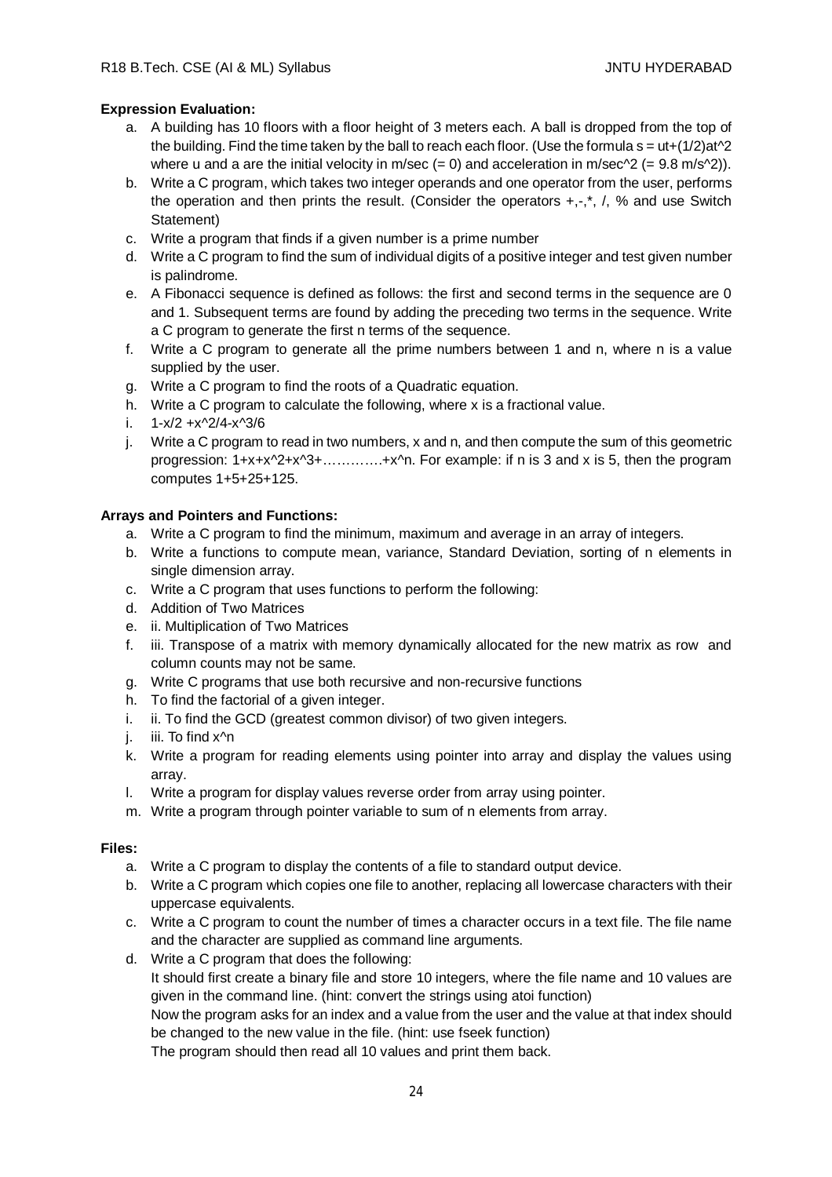**Expression Evaluation:**

a. A building has 10 floors with a floor height of 3 meters each. A ball is dropped from the top of the building. Find the time taken by the ball to reach each floor. (Use the formula $s = ut+(1/2)at^2$ where u and a are the initial velocity in m/sec (= 0) and acceleration in m/sec^2 (= 9.8 m/s^2)).
b. Write a C program, which takes two integer operands and one operator from the user, performs the operation and then prints the result. (Consider the operators +,-,*, /, % and use Switch Statement)
c. Write a program that finds if a given number is a prime number
d. Write a C program to find the sum of individual digits of a positive integer and test given number is palindrome.
e. A Fibonacci sequence is defined as follows: the first and second terms in the sequence are 0 and 1. Subsequent terms are found by adding the preceding two terms in the sequence. Write a C program to generate the first n terms of the sequence.
f. Write a C program to generate all the prime numbers between 1 and n, where n is a value supplied by the user.
g. Write a C program to find the roots of a Quadratic equation.
h. Write a C program to calculate the following, where x is a fractional value.
i. $1-x/2 +x^2/4-x^3/6$
j. Write a C program to read in two numbers, x and n, and then compute the sum of this geometric progression: $1+x+x^2+x^3+\ldots\ldots\ldots\ldots+x^n$. For example: if n is 3 and x is 5, then the program computes 1+5+25+125.

**Arrays and Pointers and Functions:**

a. Write a C program to find the minimum, maximum and average in an array of integers.
b. Write a functions to compute mean, variance, Standard Deviation, sorting of n elements in single dimension array.
c. Write a C program that uses functions to perform the following:
d. Addition of Two Matrices
e. ii. Multiplication of Two Matrices
f. iii. Transpose of a matrix with memory dynamically allocated for the new matrix as row and column counts may not be same.
g. Write C programs that use both recursive and non-recursive functions
h. To find the factorial of a given integer.
i. ii. To find the GCD (greatest common divisor) of two given integers.
j. iii. To find $x^n$
k. Write a program for reading elements using pointer into array and display the values using array.
l. Write a program for display values reverse order from array using pointer.
m. Write a program through pointer variable to sum of n elements from array.

**Files:**

a. Write a C program to display the contents of a file to standard output device.
b. Write a C program which copies one file to another, replacing all lowercase characters with their uppercase equivalents.
c. Write a C program to count the number of times a character occurs in a text file. The file name and the character are supplied as command line arguments.
d. Write a C program that does the following:
   It should first create a binary file and store 10 integers, where the file name and 10 values are given in the command line. (hint: convert the strings using atoi function)
   Now the program asks for an index and a value from the user and the value at that index should be changed to the new value in the file. (hint: use fseek function)
   The program should then read all 10 values and print them back.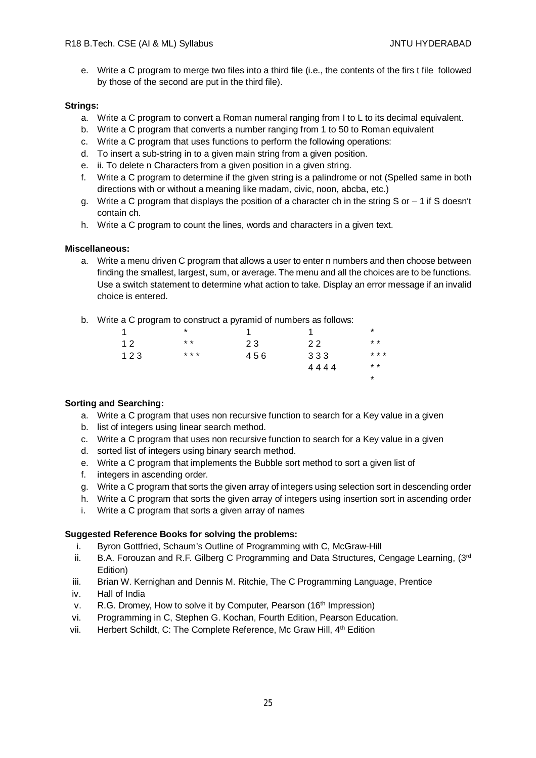e. Write a C program to merge two files into a third file (i.e., the contents of the firs t file followed by those of the second are put in the third file).

**Strings:**

a. Write a C program to convert a Roman numeral ranging from I to L to its decimal equivalent.
b. Write a C program that converts a number ranging from 1 to 50 to Roman equivalent
c. Write a C program that uses functions to perform the following operations:
d. To insert a sub-string in to a given main string from a given position.
e. ii. To delete n Characters from a given position in a given string.
f. Write a C program to determine if the given string is a palindrome or not (Spelled same in both directions with or without a meaning like madam, civic, noon, abcba, etc.)
g. Write a C program that displays the position of a character ch in the string S or – 1 if S doesn't contain ch.
h. Write a C program to count the lines, words and characters in a given text.

**Miscellaneous:**

a. Write a menu driven C program that allows a user to enter n numbers and then choose between finding the smallest, largest, sum, or average. The menu and all the choices are to be functions. Use a switch statement to determine what action to take. Display an error message if an invalid choice is entered.

b. Write a C program to construct a pyramid of numbers as follows:

```
1          *          1          1          *
1 2        * *        2 3        2 2        * *
1 2 3      * * *      4 5 6      3 3 3      * * *
                                 4 4 4 4    * *
                                            *
```

**Sorting and Searching:**

a. Write a C program that uses non recursive function to search for a Key value in a given
b. list of integers using linear search method.
c. Write a C program that uses non recursive function to search for a Key value in a given
d. sorted list of integers using binary search method.
e. Write a C program that implements the Bubble sort method to sort a given list of
f. integers in ascending order.
g. Write a C program that sorts the given array of integers using selection sort in descending order
h. Write a C program that sorts the given array of integers using insertion sort in ascending order
i. Write a C program that sorts a given array of names

**Suggested Reference Books for solving the problems:**

i. Byron Gottfried, Schaum's Outline of Programming with C, McGraw-Hill
ii. B.A. Forouzan and R.F. Gilberg C Programming and Data Structures, Cengage Learning, (3rd Edition)
iii. Brian W. Kernighan and Dennis M. Ritchie, The C Programming Language, Prentice
iv. Hall of India
v. R.G. Dromey, How to solve it by Computer, Pearson (16th Impression)
vi. Programming in C, Stephen G. Kochan, Fourth Edition, Pearson Education.
vii. Herbert Schildt, C: The Complete Reference, Mc Graw Hill, 4th Edition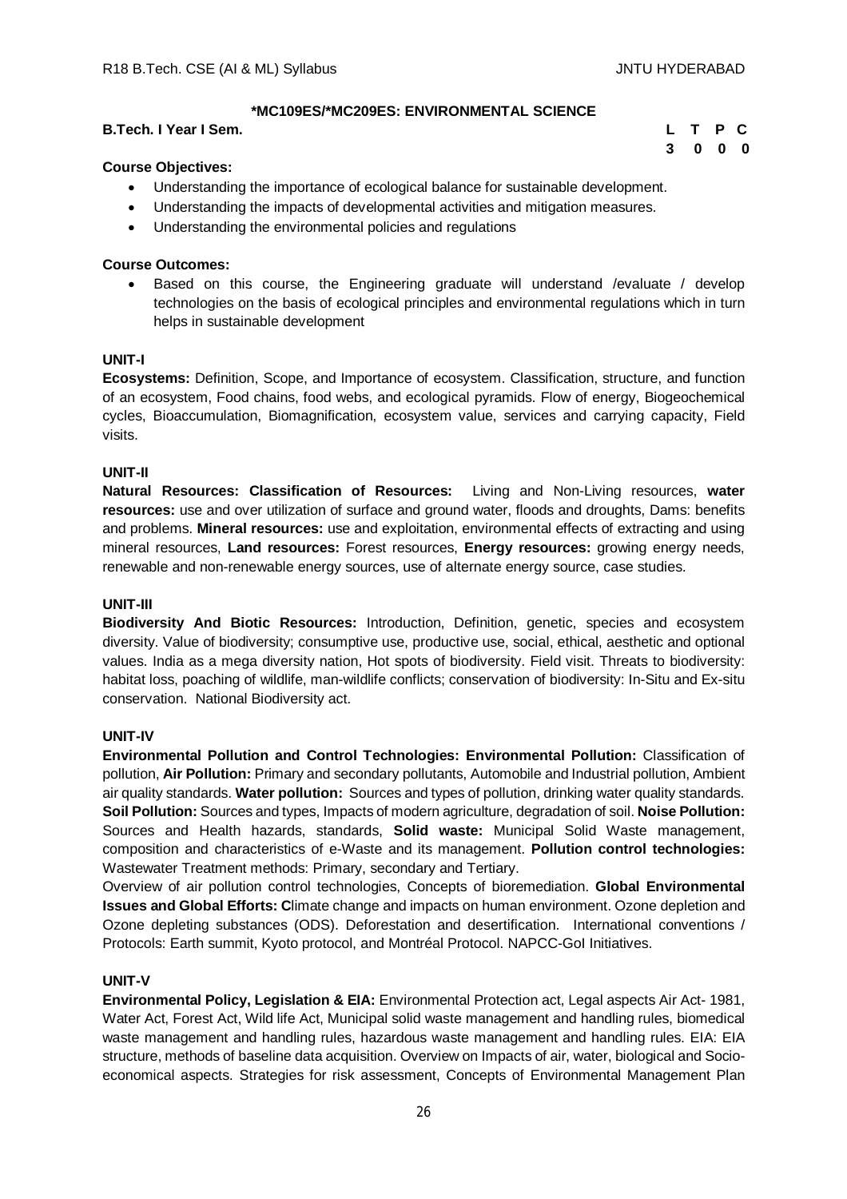## *MC109ES/*MC209ES: ENVIRONMENTAL SCIENCE

**B.Tech. I Year I Sem.**

| L | T | P | C |
|---|---|---|---|
| 3 | 0 | 0 | 0 |

**Course Objectives:**

- Understanding the importance of ecological balance for sustainable development.
- Understanding the impacts of developmental activities and mitigation measures.
- Understanding the environmental policies and regulations

**Course Outcomes:**

- Based on this course, the Engineering graduate will understand /evaluate / develop technologies on the basis of ecological principles and environmental regulations which in turn helps in sustainable development

### UNIT-I

**Ecosystems:** Definition, Scope, and Importance of ecosystem. Classification, structure, and function of an ecosystem, Food chains, food webs, and ecological pyramids. Flow of energy, Biogeochemical cycles, Bioaccumulation, Biomagnification, ecosystem value, services and carrying capacity, Field visits.

### UNIT-II

**Natural Resources: Classification of Resources:** Living and Non-Living resources, **water resources:** use and over utilization of surface and ground water, floods and droughts, Dams: benefits and problems. **Mineral resources:** use and exploitation, environmental effects of extracting and using mineral resources, **Land resources:** Forest resources, **Energy resources:** growing energy needs, renewable and non-renewable energy sources, use of alternate energy source, case studies.

### UNIT-III

**Biodiversity And Biotic Resources:** Introduction, Definition, genetic, species and ecosystem diversity. Value of biodiversity; consumptive use, productive use, social, ethical, aesthetic and optional values. India as a mega diversity nation, Hot spots of biodiversity. Field visit. Threats to biodiversity: habitat loss, poaching of wildlife, man-wildlife conflicts; conservation of biodiversity: In-Situ and Ex-situ conservation. National Biodiversity act.

### UNIT-IV

**Environmental Pollution and Control Technologies: Environmental Pollution:** Classification of pollution, **Air Pollution:** Primary and secondary pollutants, Automobile and Industrial pollution, Ambient air quality standards. **Water pollution:** Sources and types of pollution, drinking water quality standards. **Soil Pollution:** Sources and types, Impacts of modern agriculture, degradation of soil. **Noise Pollution:** Sources and Health hazards, standards, **Solid waste:** Municipal Solid Waste management, composition and characteristics of e-Waste and its management. **Pollution control technologies:** Wastewater Treatment methods: Primary, secondary and Tertiary.

Overview of air pollution control technologies, Concepts of bioremediation. **Global Environmental Issues and Global Efforts: C**limate change and impacts on human environment. Ozone depletion and Ozone depleting substances (ODS). Deforestation and desertification. International conventions / Protocols: Earth summit, Kyoto protocol, and Montréal Protocol. NAPCC-GoI Initiatives.

### UNIT-V

**Environmental Policy, Legislation & EIA:** Environmental Protection act, Legal aspects Air Act- 1981, Water Act, Forest Act, Wild life Act, Municipal solid waste management and handling rules, biomedical waste management and handling rules, hazardous waste management and handling rules. EIA: EIA structure, methods of baseline data acquisition. Overview on Impacts of air, water, biological and Socio-economical aspects. Strategies for risk assessment, Concepts of Environmental Management Plan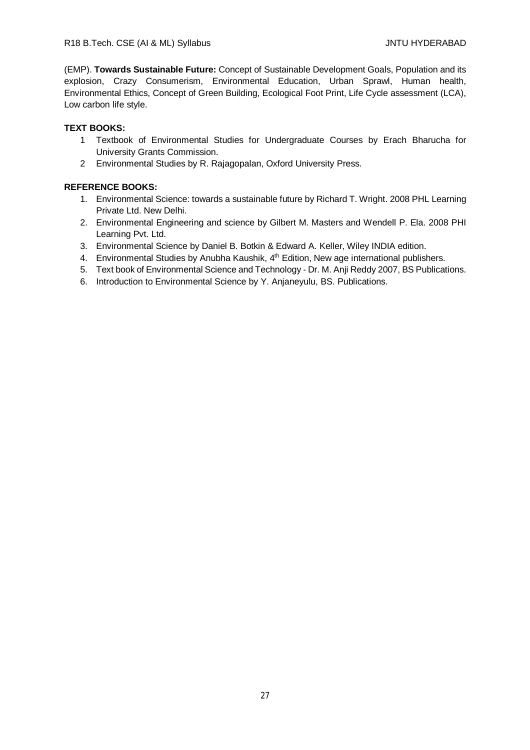(EMP). **Towards Sustainable Future:** Concept of Sustainable Development Goals, Population and its explosion, Crazy Consumerism, Environmental Education, Urban Sprawl, Human health, Environmental Ethics, Concept of Green Building, Ecological Foot Print, Life Cycle assessment (LCA), Low carbon life style.

**TEXT BOOKS:**

1 Textbook of Environmental Studies for Undergraduate Courses by Erach Bharucha for University Grants Commission.
2 Environmental Studies by R. Rajagopalan, Oxford University Press.

**REFERENCE BOOKS:**

1. Environmental Science: towards a sustainable future by Richard T. Wright. 2008 PHL Learning Private Ltd. New Delhi.
2. Environmental Engineering and science by Gilbert M. Masters and Wendell P. Ela. 2008 PHI Learning Pvt. Ltd.
3. Environmental Science by Daniel B. Botkin & Edward A. Keller, Wiley INDIA edition.
4. Environmental Studies by Anubha Kaushik, 4th Edition, New age international publishers.
5. Text book of Environmental Science and Technology - Dr. M. Anji Reddy 2007, BS Publications.
6. Introduction to Environmental Science by Y. Anjaneyulu, BS. Publications.